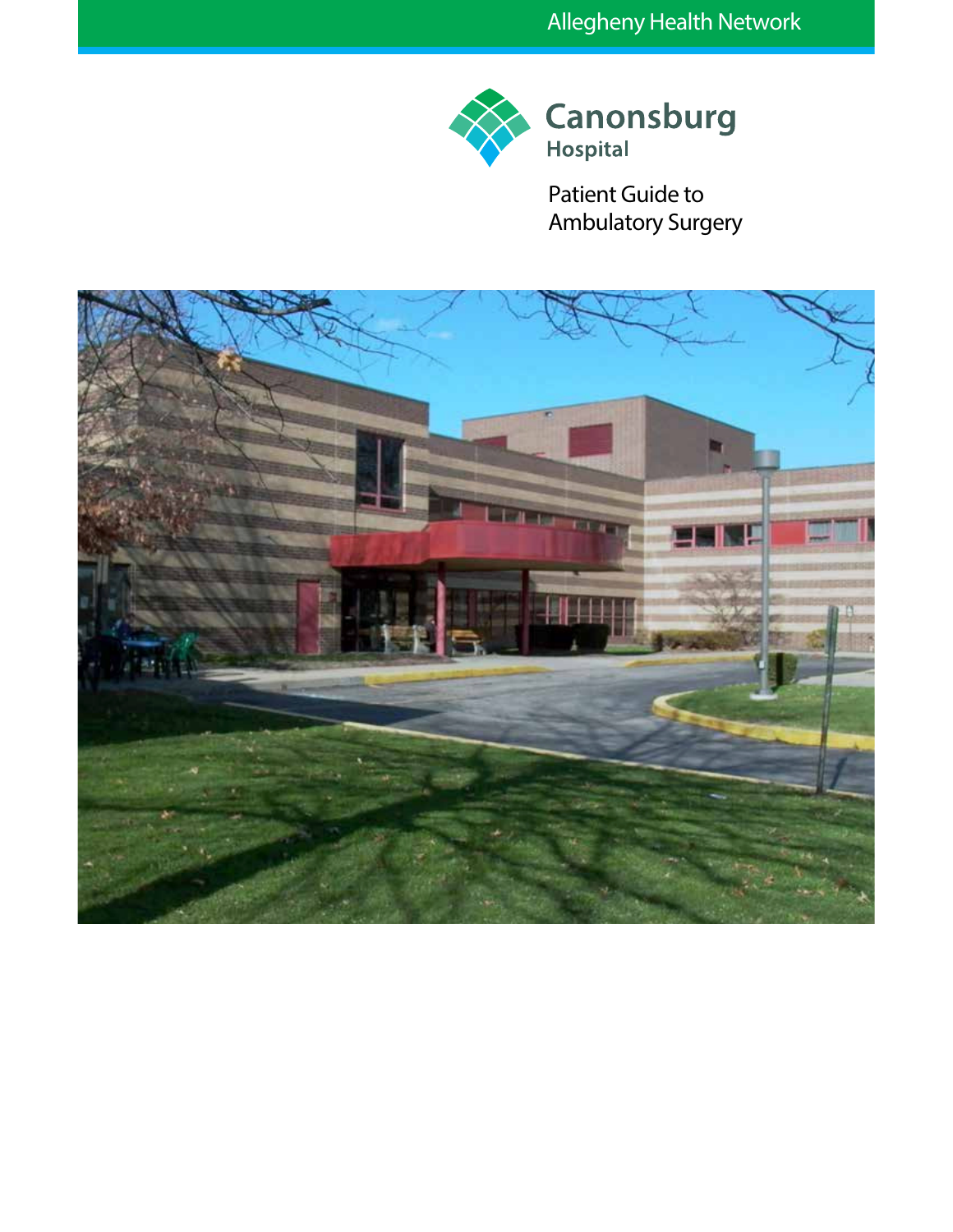Allegheny Health Network

Canonsburg Hospital

# Patient Guide to Ambulatory Surgery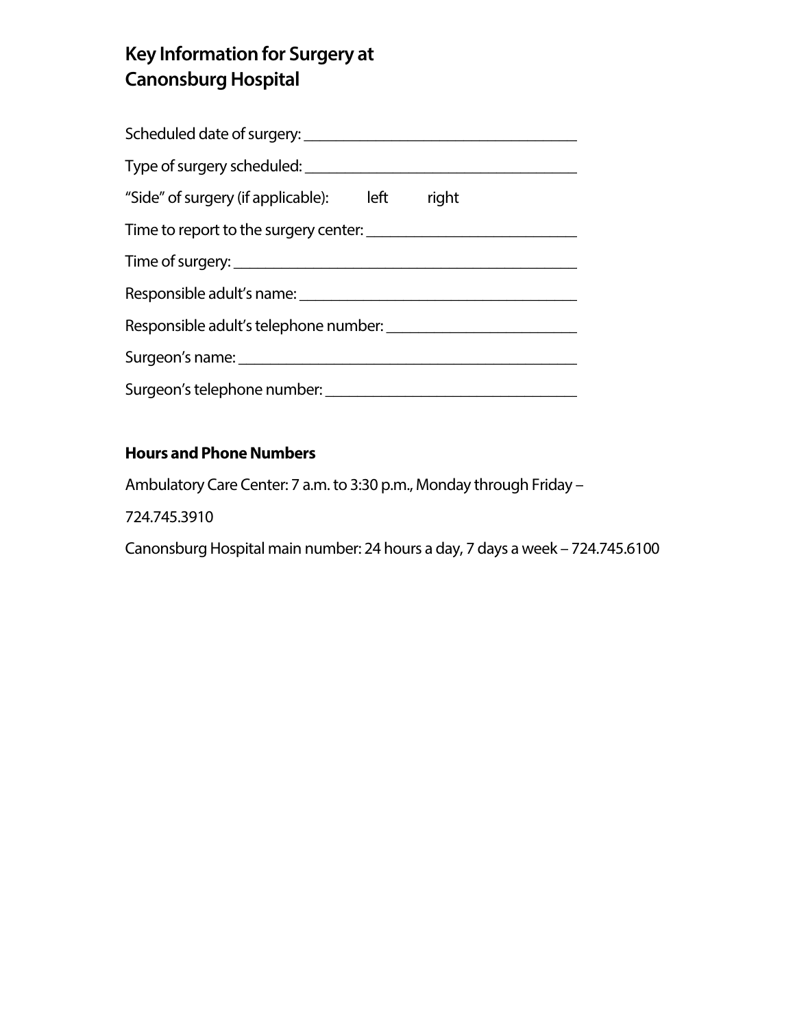# Key Information for Surgery at Canonsburg Hospital

Scheduled date of surgery: ___________________________________

Type of surgery scheduled: ___________________________________

"Side" of surgery (if applicable): left right

Time to report to the surgery center: ___________________________

Time of surgery: _______________________________________

Responsible adult's name: ___________________________________

Responsible adult's telephone number: _________________________

Surgeon's name: _______________________________________

Surgeon's telephone number: _______________________________

## Hours and Phone Numbers

Ambulatory Care Center: 7 a.m. to 3:30 p.m., Monday through Friday –

724.745.3910

Canonsburg Hospital main number: 24 hours a day, 7 days a week – 724.745.6100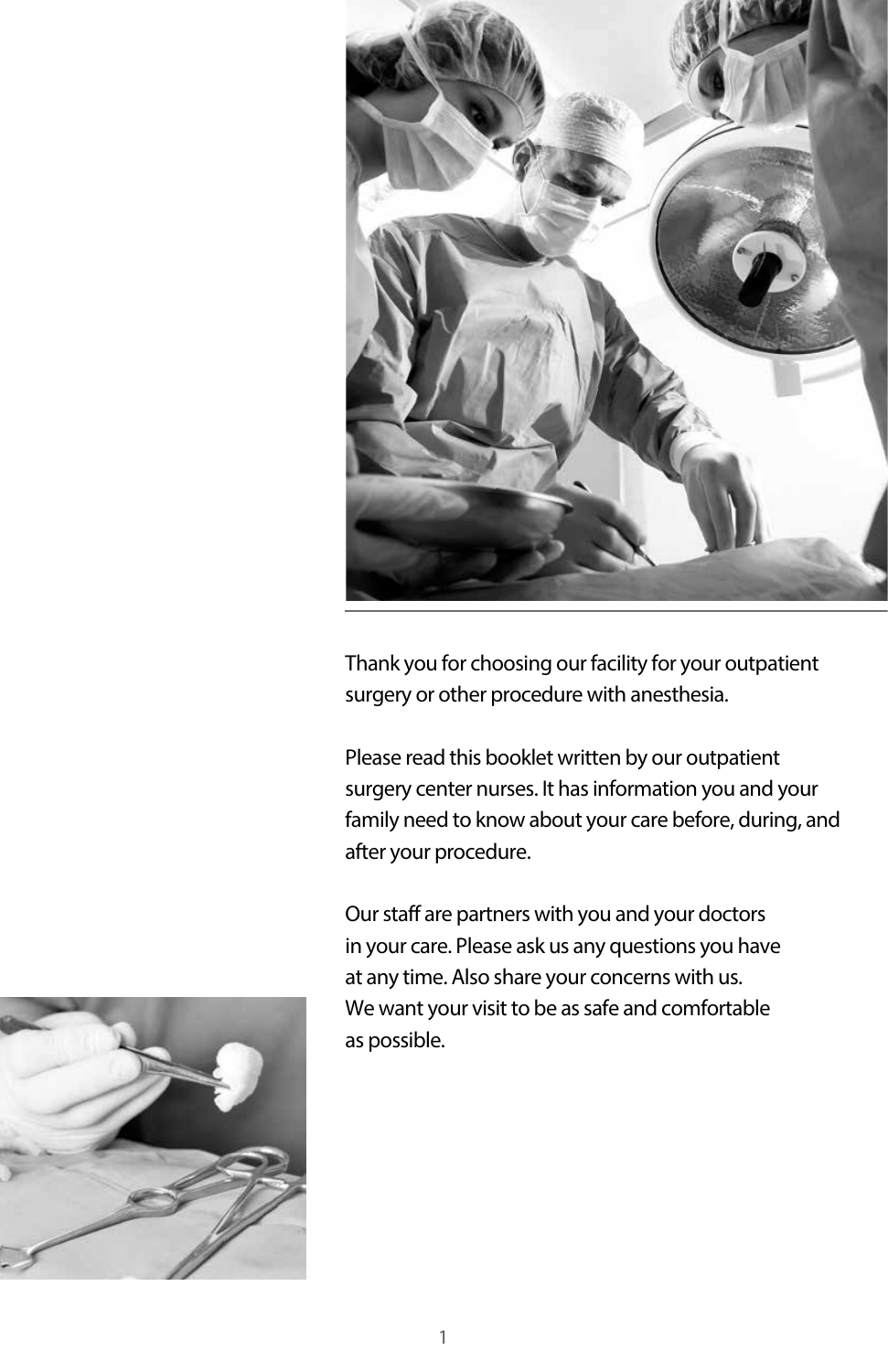Thank you for choosing our facility for your outpatient surgery or other procedure with anesthesia.

Please read this booklet written by our outpatient surgery center nurses. It has information you and your family need to know about your care before, during, and after your procedure.

Our staff are partners with you and your doctors in your care. Please ask us any questions you have at any time. Also share your concerns with us. We want your visit to be as safe and comfortable as possible.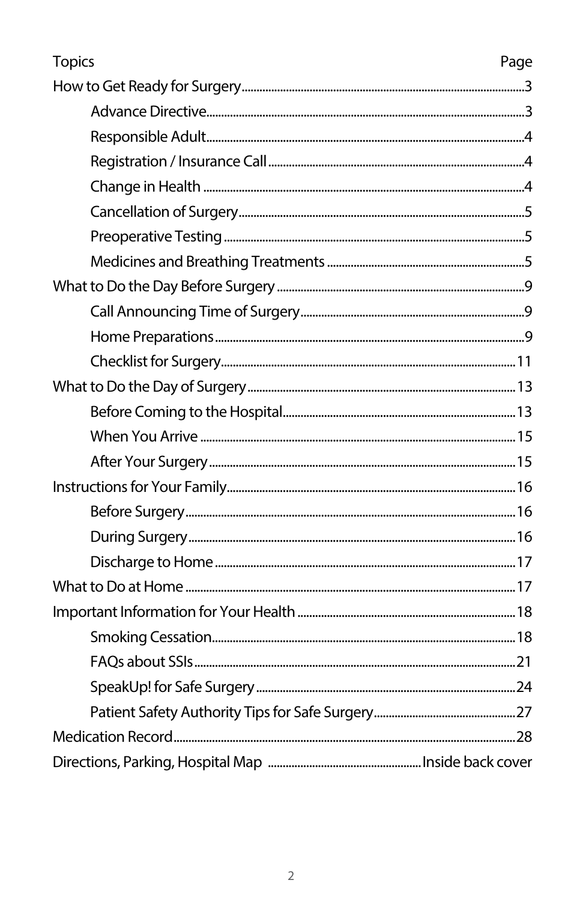| Topics | Page |
|---|---|
| How to Get Ready for Surgery | 3 |
| Advance Directive | 3 |
| Responsible Adult | 4 |
| Registration / Insurance Call | 4 |
| Change in Health | 4 |
| Cancellation of Surgery | 5 |
| Preoperative Testing | 5 |
| Medicines and Breathing Treatments | 5 |
| What to Do the Day Before Surgery | 9 |
| Call Announcing Time of Surgery | 9 |
| Home Preparations | 9 |
| Checklist for Surgery | 11 |
| What to Do the Day of Surgery | 13 |
| Before Coming to the Hospital | 13 |
| When You Arrive | 15 |
| After Your Surgery | 15 |
| Instructions for Your Family | 16 |
| Before Surgery | 16 |
| During Surgery | 16 |
| Discharge to Home | 17 |
| What to Do at Home | 17 |
| Important Information for Your Health | 18 |
| Smoking Cessation | 18 |
| FAQs about SSIs | 21 |
| SpeakUp! for Safe Surgery | 24 |
| Patient Safety Authority Tips for Safe Surgery | 27 |
| Medication Record | 28 |
| Directions, Parking, Hospital Map | Inside back cover |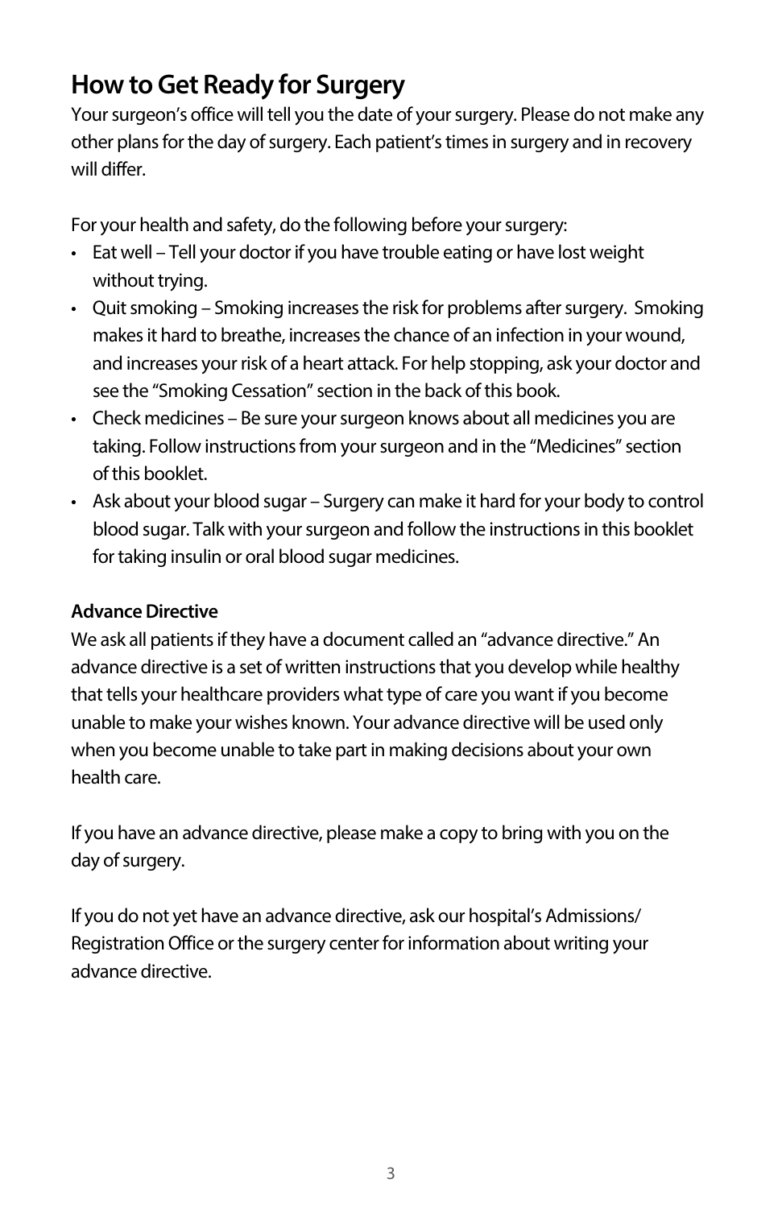# How to Get Ready for Surgery

Your surgeon's office will tell you the date of your surgery. Please do not make any other plans for the day of surgery. Each patient's times in surgery and in recovery will differ.

For your health and safety, do the following before your surgery:

- Eat well – Tell your doctor if you have trouble eating or have lost weight without trying.
- Quit smoking – Smoking increases the risk for problems after surgery. Smoking makes it hard to breathe, increases the chance of an infection in your wound, and increases your risk of a heart attack. For help stopping, ask your doctor and see the "Smoking Cessation" section in the back of this book.
- Check medicines – Be sure your surgeon knows about all medicines you are taking. Follow instructions from your surgeon and in the "Medicines" section of this booklet.
- Ask about your blood sugar – Surgery can make it hard for your body to control blood sugar. Talk with your surgeon and follow the instructions in this booklet for taking insulin or oral blood sugar medicines.

**Advance Directive**

We ask all patients if they have a document called an "advance directive." An advance directive is a set of written instructions that you develop while healthy that tells your healthcare providers what type of care you want if you become unable to make your wishes known. Your advance directive will be used only when you become unable to take part in making decisions about your own health care.

If you have an advance directive, please make a copy to bring with you on the day of surgery.

If you do not yet have an advance directive, ask our hospital's Admissions/Registration Office or the surgery center for information about writing your advance directive.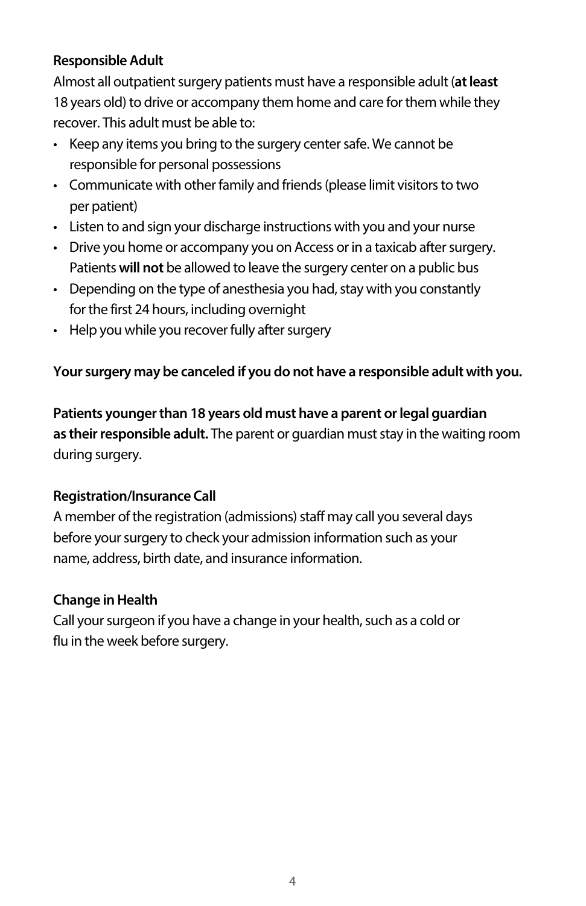**Responsible Adult**

Almost all outpatient surgery patients must have a responsible adult (**at least** 18 years old) to drive or accompany them home and care for them while they recover. This adult must be able to:

- Keep any items you bring to the surgery center safe. We cannot be responsible for personal possessions
- Communicate with other family and friends (please limit visitors to two per patient)
- Listen to and sign your discharge instructions with you and your nurse
- Drive you home or accompany you on Access or in a taxicab after surgery. Patients **will not** be allowed to leave the surgery center on a public bus
- Depending on the type of anesthesia you had, stay with you constantly for the first 24 hours, including overnight
- Help you while you recover fully after surgery

**Your surgery may be canceled if you do not have a responsible adult with you.**

**Patients younger than 18 years old must have a parent or legal guardian as their responsible adult.** The parent or guardian must stay in the waiting room during surgery.

**Registration/Insurance Call**

A member of the registration (admissions) staff may call you several days before your surgery to check your admission information such as your name, address, birth date, and insurance information.

**Change in Health**

Call your surgeon if you have a change in your health, such as a cold or flu in the week before surgery.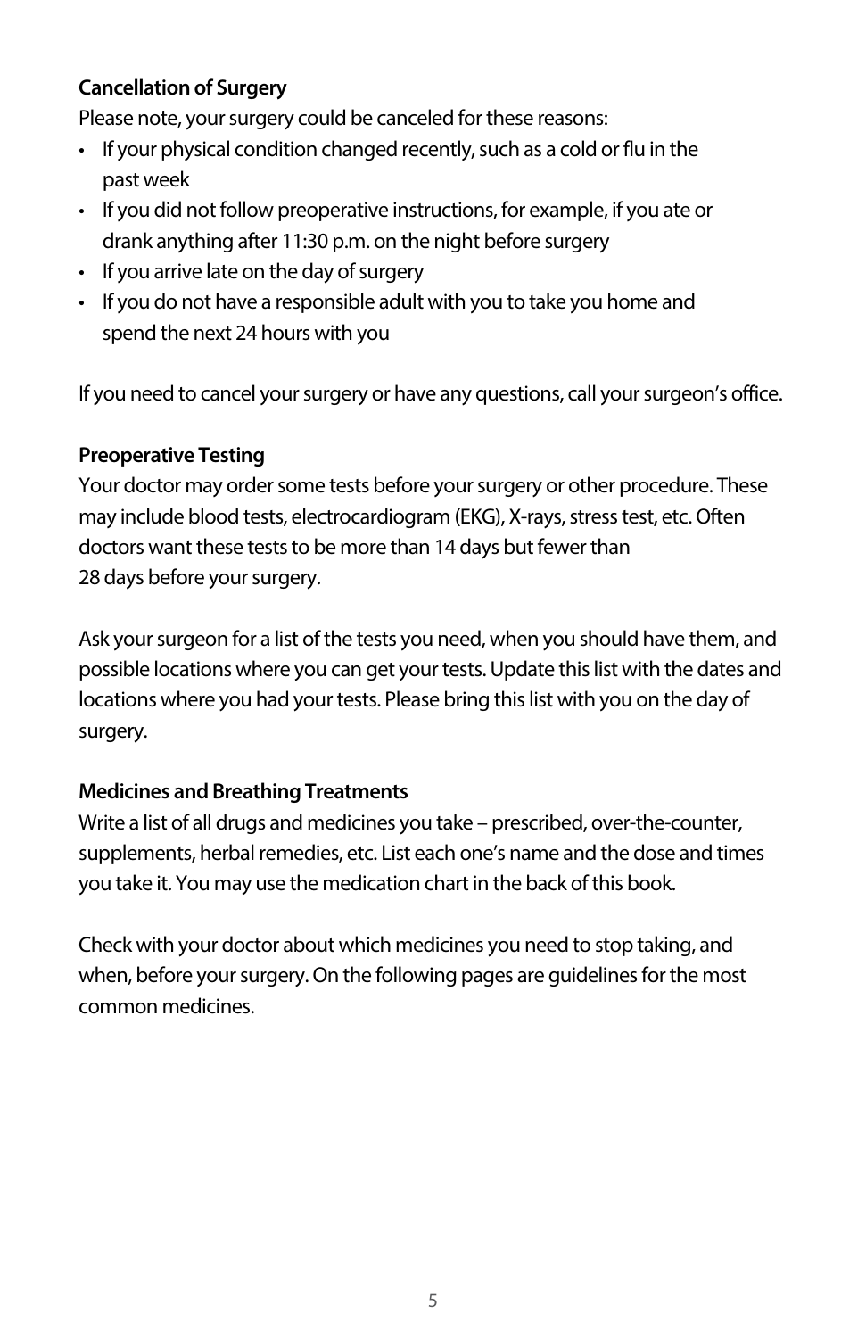**Cancellation of Surgery**

Please note, your surgery could be canceled for these reasons:

- If your physical condition changed recently, such as a cold or flu in the past week
- If you did not follow preoperative instructions, for example, if you ate or drank anything after 11:30 p.m. on the night before surgery
- If you arrive late on the day of surgery
- If you do not have a responsible adult with you to take you home and spend the next 24 hours with you

If you need to cancel your surgery or have any questions, call your surgeon's office.

**Preoperative Testing**

Your doctor may order some tests before your surgery or other procedure. These may include blood tests, electrocardiogram (EKG), X-rays, stress test, etc. Often doctors want these tests to be more than 14 days but fewer than 28 days before your surgery.

Ask your surgeon for a list of the tests you need, when you should have them, and possible locations where you can get your tests. Update this list with the dates and locations where you had your tests. Please bring this list with you on the day of surgery.

**Medicines and Breathing Treatments**

Write a list of all drugs and medicines you take – prescribed, over-the-counter, supplements, herbal remedies, etc. List each one's name and the dose and times you take it. You may use the medication chart in the back of this book.

Check with your doctor about which medicines you need to stop taking, and when, before your surgery. On the following pages are guidelines for the most common medicines.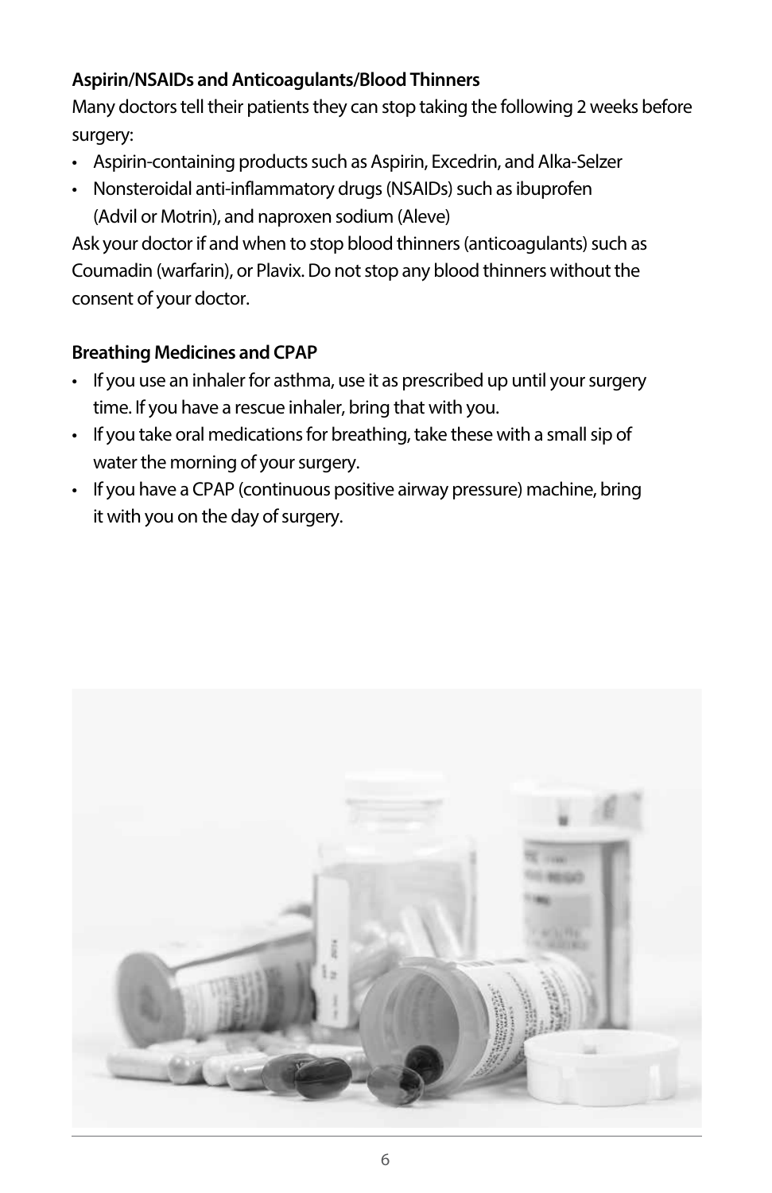**Aspirin/NSAIDs and Anticoagulants/Blood Thinners**

Many doctors tell their patients they can stop taking the following 2 weeks before surgery:

- Aspirin-containing products such as Aspirin, Excedrin, and Alka-Selzer
- Nonsteroidal anti-inflammatory drugs (NSAIDs) such as ibuprofen (Advil or Motrin), and naproxen sodium (Aleve)

Ask your doctor if and when to stop blood thinners (anticoagulants) such as Coumadin (warfarin), or Plavix. Do not stop any blood thinners without the consent of your doctor.

**Breathing Medicines and CPAP**

- If you use an inhaler for asthma, use it as prescribed up until your surgery time. If you have a rescue inhaler, bring that with you.
- If you take oral medications for breathing, take these with a small sip of water the morning of your surgery.
- If you have a CPAP (continuous positive airway pressure) machine, bring it with you on the day of surgery.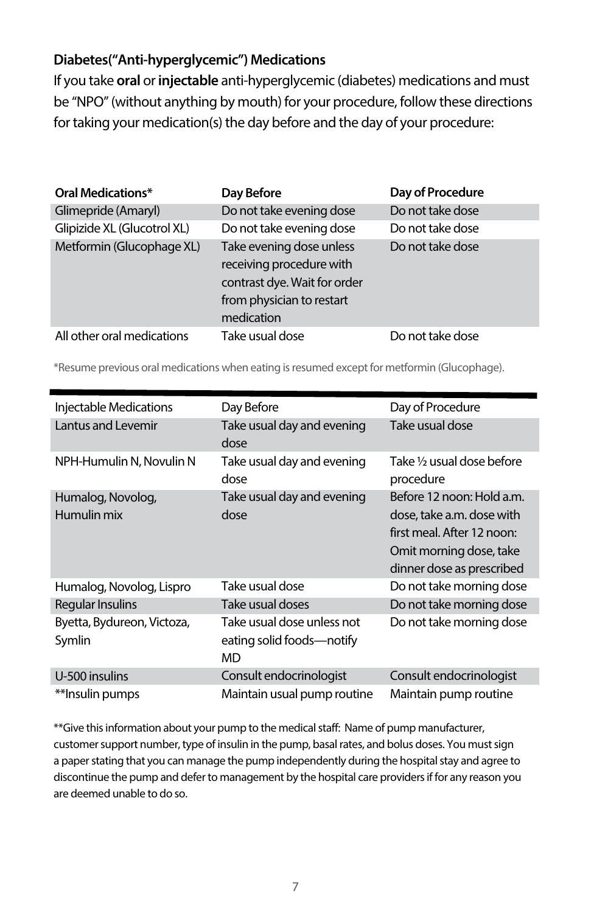### Diabetes("Anti-hyperglycemic") Medications

If you take **oral** or **injectable** anti-hyperglycemic (diabetes) medications and must be "NPO" (without anything by mouth) for your procedure, follow these directions for taking your medication(s) the day before and the day of your procedure:

| **Oral Medications*** | **Day Before** | **Day of Procedure** |
|---|---|---|
| Glimepride (Amaryl) | Do not take evening dose | Do not take dose |
| Glipizide XL (Glucotrol XL) | Do not take evening dose | Do not take dose |
| Metformin (Glucophage XL) | Take evening dose unless receiving procedure with contrast dye. Wait for order from physician to restart medication | Do not take dose |
| All other oral medications | Take usual dose | Do not take dose |

*Resume previous oral medications when eating is resumed except for metformin (Glucophage).

| Injectable Medications | Day Before | Day of Procedure |
|---|---|---|
| Lantus and Levemir | Take usual day and evening dose | Take usual dose |
| NPH-Humulin N, Novulin N | Take usual day and evening dose | Take ½ usual dose before procedure |
| Humalog, Novolog, Humulin mix | Take usual day and evening dose | Before 12 noon: Hold a.m. dose, take a.m. dose with first meal. After 12 noon: Omit morning dose, take dinner dose as prescribed |
| Humalog, Novolog, Lispro | Take usual dose | Do not take morning dose |
| Regular Insulins | Take usual doses | Do not take morning dose |
| Byetta, Bydureon, Victoza, Symlin | Take usual dose unless not eating solid foods—notify MD | Do not take morning dose |
| U-500 insulins | Consult endocrinologist | Consult endocrinologist |
| **Insulin pumps | Maintain usual pump routine | Maintain pump routine |

**Give this information about your pump to the medical staff: Name of pump manufacturer, customer support number, type of insulin in the pump, basal rates, and bolus doses. You must sign a paper stating that you can manage the pump independently during the hospital stay and agree to discontinue the pump and defer to management by the hospital care providers if for any reason you are deemed unable to do so.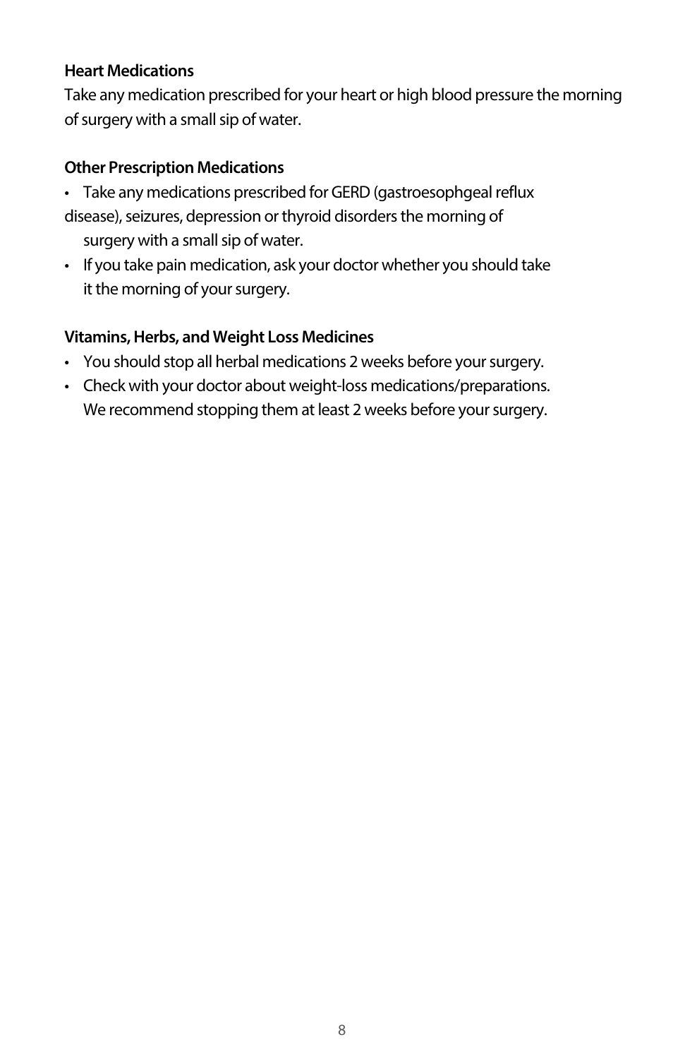### Heart Medications

Take any medication prescribed for your heart or high blood pressure the morning of surgery with a small sip of water.

### Other Prescription Medications

- Take any medications prescribed for GERD (gastroesophgeal reflux disease), seizures, depression or thyroid disorders the morning of surgery with a small sip of water.
- If you take pain medication, ask your doctor whether you should take it the morning of your surgery.

### Vitamins, Herbs, and Weight Loss Medicines

- You should stop all herbal medications 2 weeks before your surgery.
- Check with your doctor about weight-loss medications/preparations. We recommend stopping them at least 2 weeks before your surgery.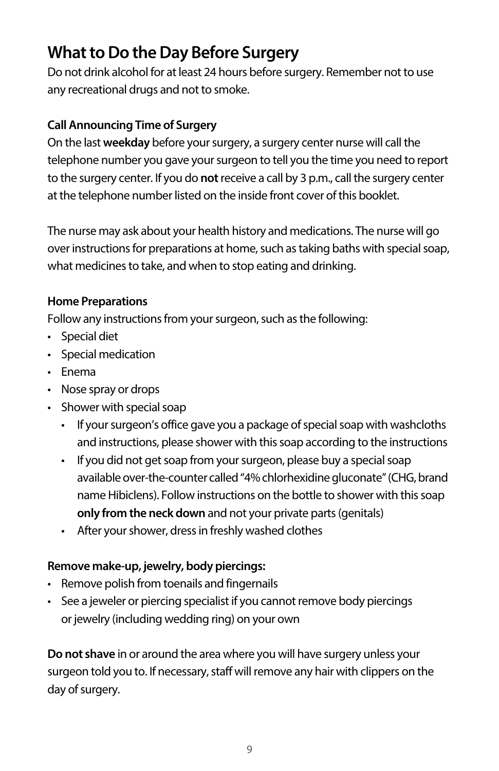## What to Do the Day Before Surgery

Do not drink alcohol for at least 24 hours before surgery. Remember not to use any recreational drugs and not to smoke.

**Call Announcing Time of Surgery**

On the last **weekday** before your surgery, a surgery center nurse will call the telephone number you gave your surgeon to tell you the time you need to report to the surgery center. If you do **not** receive a call by 3 p.m., call the surgery center at the telephone number listed on the inside front cover of this booklet.

The nurse may ask about your health history and medications. The nurse will go over instructions for preparations at home, such as taking baths with special soap, what medicines to take, and when to stop eating and drinking.

**Home Preparations**

Follow any instructions from your surgeon, such as the following:

- Special diet
- Special medication
- Enema
- Nose spray or drops
- Shower with special soap
  - If your surgeon's office gave you a package of special soap with washcloths and instructions, please shower with this soap according to the instructions
  - If you did not get soap from your surgeon, please buy a special soap available over-the-counter called "4% chlorhexidine gluconate" (CHG, brand name Hibiclens). Follow instructions on the bottle to shower with this soap **only from the neck down** and not your private parts (genitals)
  - After your shower, dress in freshly washed clothes

**Remove make-up, jewelry, body piercings:**

- Remove polish from toenails and fingernails
- See a jeweler or piercing specialist if you cannot remove body piercings or jewelry (including wedding ring) on your own

**Do not shave** in or around the area where you will have surgery unless your surgeon told you to. If necessary, staff will remove any hair with clippers on the day of surgery.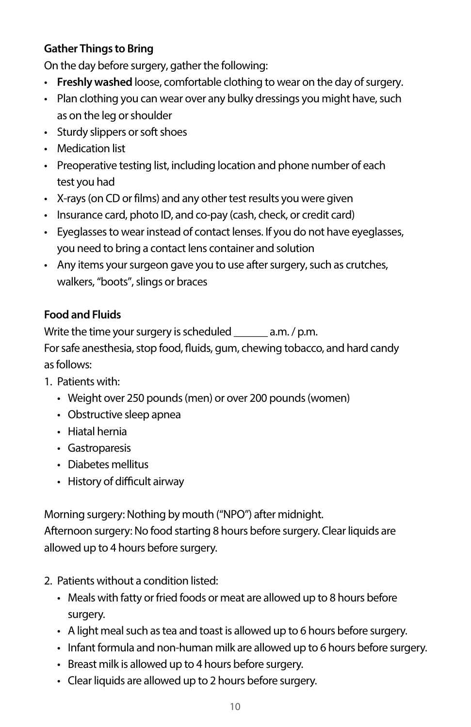**Gather Things to Bring**

On the day before surgery, gather the following:

- **Freshly washed** loose, comfortable clothing to wear on the day of surgery.
- Plan clothing you can wear over any bulky dressings you might have, such as on the leg or shoulder
- Sturdy slippers or soft shoes
- Medication list
- Preoperative testing list, including location and phone number of each test you had
- X-rays (on CD or films) and any other test results you were given
- Insurance card, photo ID, and co-pay (cash, check, or credit card)
- Eyeglasses to wear instead of contact lenses. If you do not have eyeglasses, you need to bring a contact lens container and solution
- Any items your surgeon gave you to use after surgery, such as crutches, walkers, "boots", slings or braces

**Food and Fluids**

Write the time your surgery is scheduled ______ a.m. / p.m.

For safe anesthesia, stop food, fluids, gum, chewing tobacco, and hard candy as follows:

1. Patients with:
   - Weight over 250 pounds (men) or over 200 pounds (women)
   - Obstructive sleep apnea
   - Hiatal hernia
   - Gastroparesis
   - Diabetes mellitus
   - History of difficult airway

   Morning surgery: Nothing by mouth ("NPO") after midnight.

   Afternoon surgery: No food starting 8 hours before surgery. Clear liquids are allowed up to 4 hours before surgery.

2. Patients without a condition listed:
   - Meals with fatty or fried foods or meat are allowed up to 8 hours before surgery.
   - A light meal such as tea and toast is allowed up to 6 hours before surgery.
   - Infant formula and non-human milk are allowed up to 6 hours before surgery.
   - Breast milk is allowed up to 4 hours before surgery.
   - Clear liquids are allowed up to 2 hours before surgery.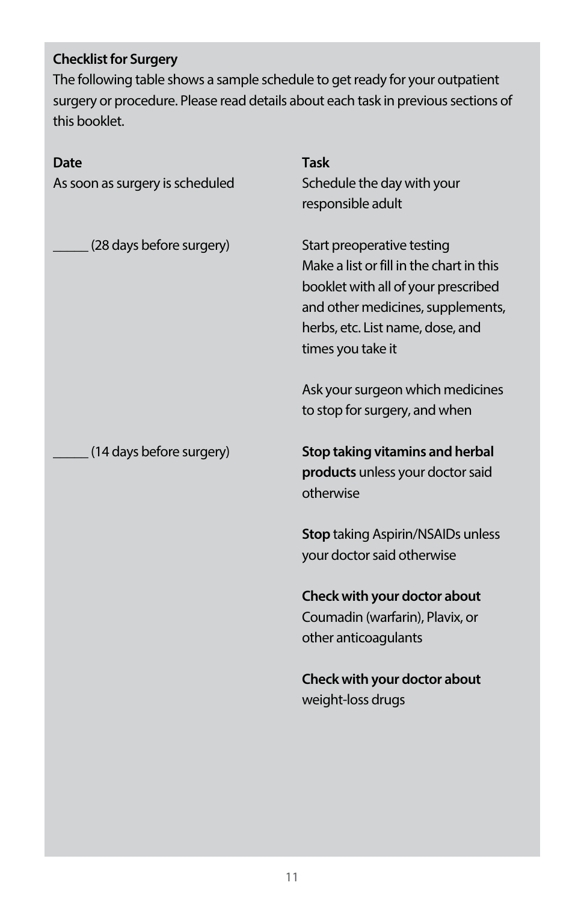**Checklist for Surgery**

The following table shows a sample schedule to get ready for your outpatient surgery or procedure. Please read details about each task in previous sections of this booklet.

| Date | Task |
| --- | --- |
| As soon as surgery is scheduled | Schedule the day with your responsible adult |
| _____ (28 days before surgery) | Start preoperative testing<br>Make a list or fill in the chart in this booklet with all of your prescribed and other medicines, supplements, herbs, etc. List name, dose, and times you take it<br><br>Ask your surgeon which medicines to stop for surgery, and when |
| _____ (14 days before surgery) | **Stop taking vitamins and herbal products** unless your doctor said otherwise<br><br>**Stop** taking Aspirin/NSAIDs unless your doctor said otherwise<br><br>**Check with your doctor about** Coumadin (warfarin), Plavix, or other anticoagulants<br><br>**Check with your doctor about** weight-loss drugs |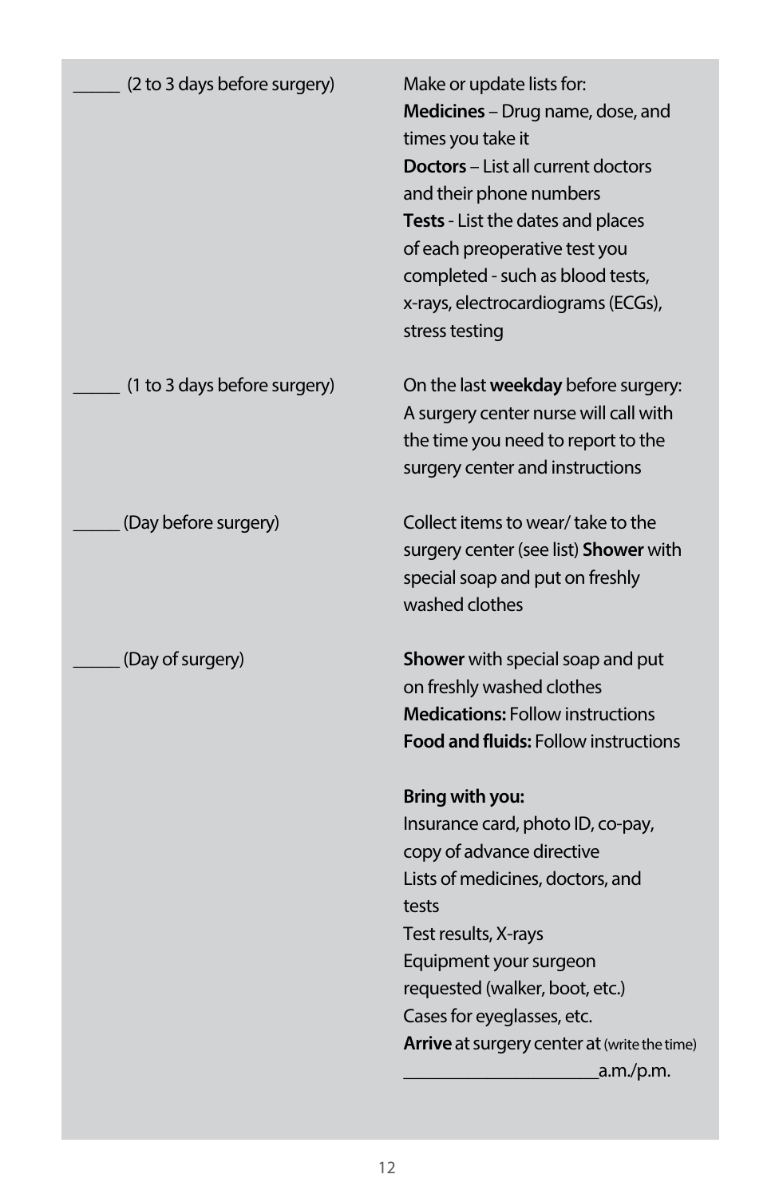| | |
|---|---|
| _____ (2 to 3 days before surgery) | Make or update lists for:<br>**Medicines** – Drug name, dose, and times you take it<br>**Doctors** – List all current doctors and their phone numbers<br>**Tests** - List the dates and places of each preoperative test you completed - such as blood tests, x-rays, electrocardiograms (ECGs), stress testing |
| _____ (1 to 3 days before surgery) | On the last **weekday** before surgery: A surgery center nurse will call with the time you need to report to the surgery center and instructions |
| _____ (Day before surgery) | Collect items to wear/ take to the surgery center (see list) **Shower** with special soap and put on freshly washed clothes |
| _____ (Day of surgery) | **Shower** with special soap and put on freshly washed clothes<br>**Medications:** Follow instructions<br>**Food and fluids:** Follow instructions<br><br>**Bring with you:**<br>Insurance card, photo ID, co-pay, copy of advance directive<br>Lists of medicines, doctors, and tests<br>Test results, X-rays<br>Equipment your surgeon requested (walker, boot, etc.)<br>Cases for eyeglasses, etc.<br>**Arrive** at surgery center at (write the time) _____________________a.m./p.m. |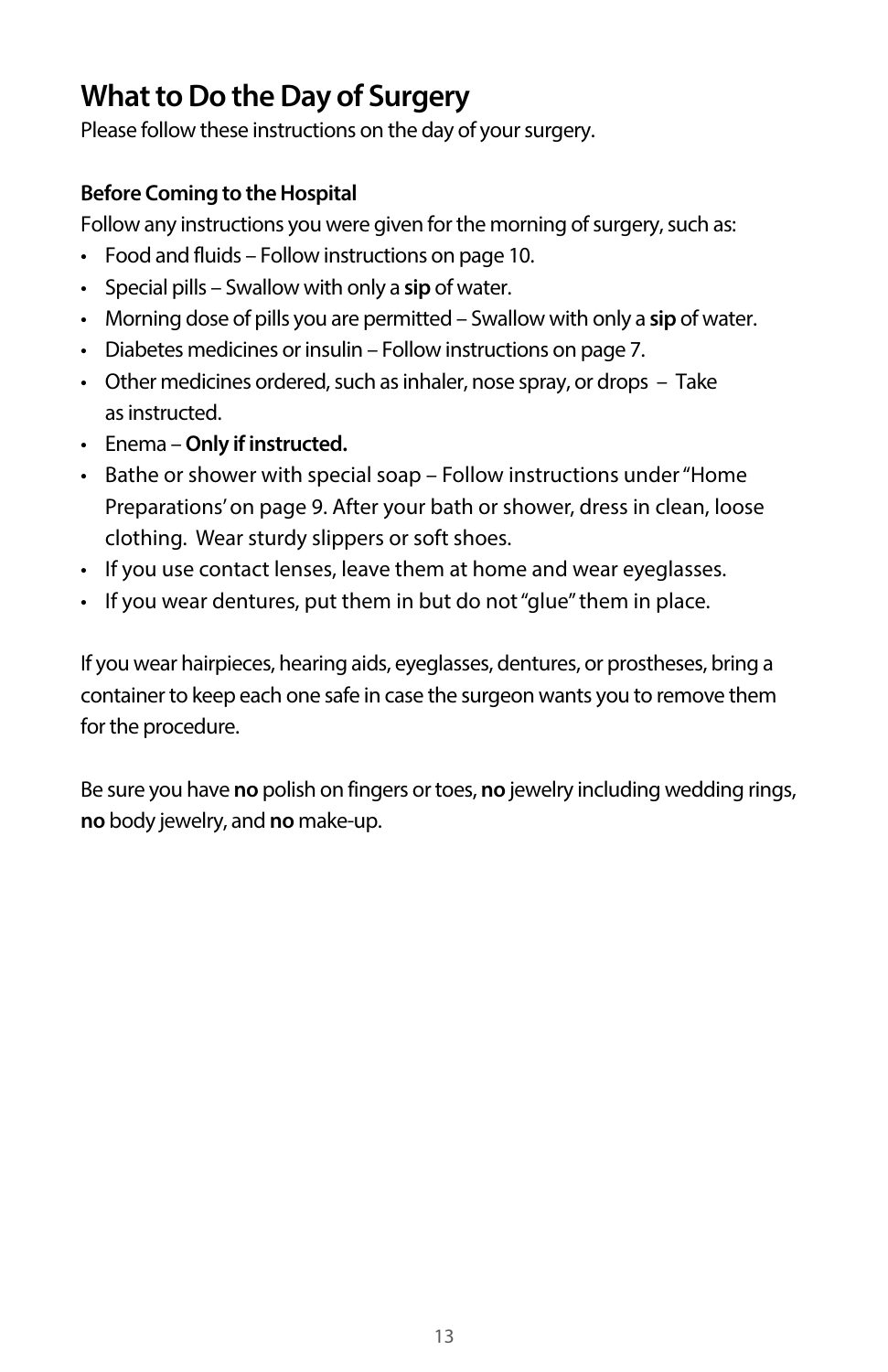# What to Do the Day of Surgery

Please follow these instructions on the day of your surgery.

**Before Coming to the Hospital**

Follow any instructions you were given for the morning of surgery, such as:

- Food and fluids – Follow instructions on page 10.
- Special pills – Swallow with only a **sip** of water.
- Morning dose of pills you are permitted – Swallow with only a **sip** of water.
- Diabetes medicines or insulin – Follow instructions on page 7.
- Other medicines ordered, such as inhaler, nose spray, or drops – Take as instructed.
- Enema – **Only if instructed.**
- Bathe or shower with special soap – Follow instructions under "Home Preparations' on page 9. After your bath or shower, dress in clean, loose clothing. Wear sturdy slippers or soft shoes.
- If you use contact lenses, leave them at home and wear eyeglasses.
- If you wear dentures, put them in but do not "glue" them in place.

If you wear hairpieces, hearing aids, eyeglasses, dentures, or prostheses, bring a container to keep each one safe in case the surgeon wants you to remove them for the procedure.

Be sure you have **no** polish on fingers or toes, **no** jewelry including wedding rings, **no** body jewelry, and **no** make-up.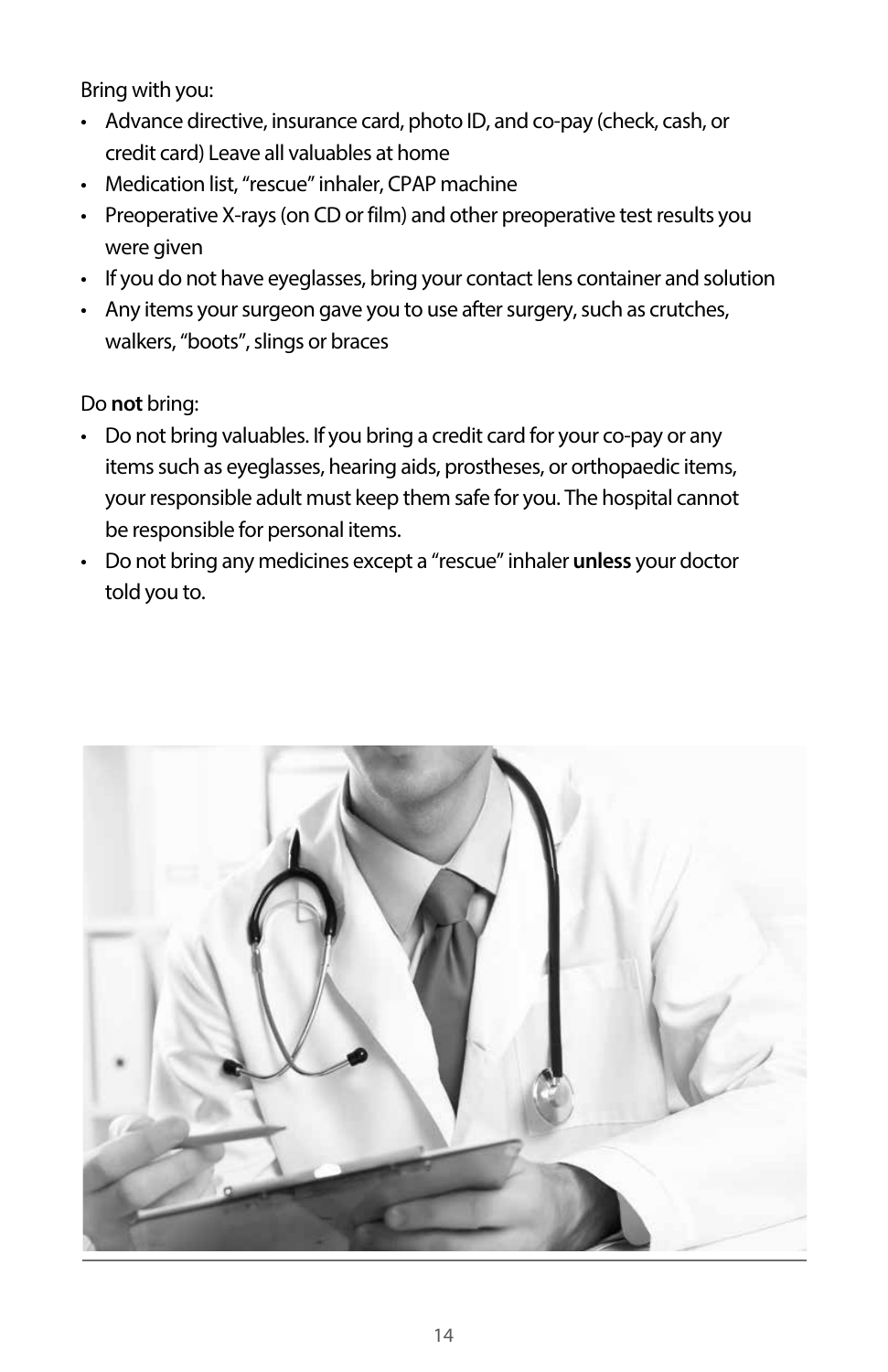Bring with you:

- Advance directive, insurance card, photo ID, and co-pay (check, cash, or credit card) Leave all valuables at home
- Medication list, "rescue" inhaler, CPAP machine
- Preoperative X-rays (on CD or film) and other preoperative test results you were given
- If you do not have eyeglasses, bring your contact lens container and solution
- Any items your surgeon gave you to use after surgery, such as crutches, walkers, "boots", slings or braces

Do **not** bring:

- Do not bring valuables. If you bring a credit card for your co-pay or any items such as eyeglasses, hearing aids, prostheses, or orthopaedic items, your responsible adult must keep them safe for you. The hospital cannot be responsible for personal items.
- Do not bring any medicines except a "rescue" inhaler **unless** your doctor told you to.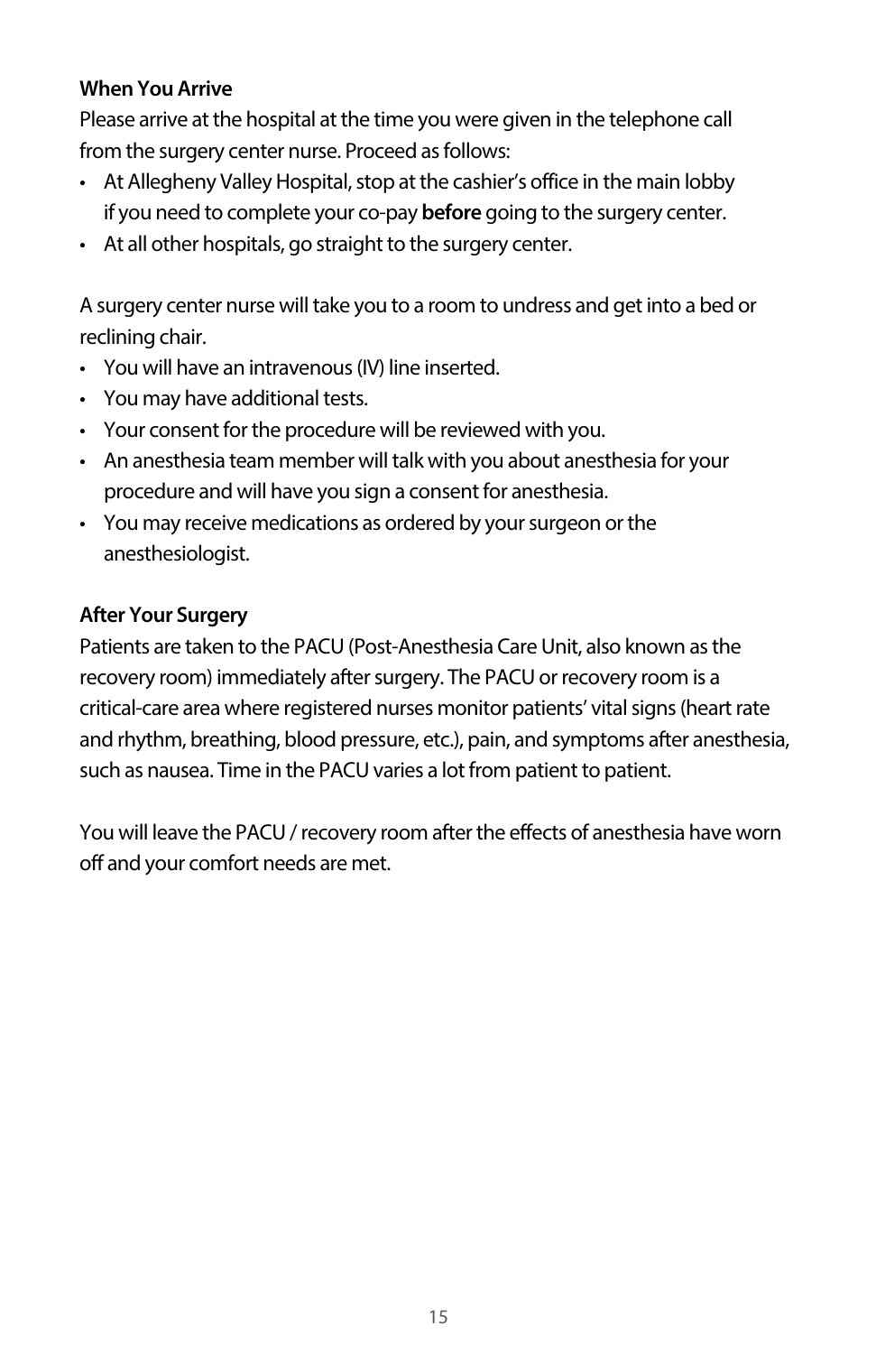**When You Arrive**

Please arrive at the hospital at the time you were given in the telephone call from the surgery center nurse. Proceed as follows:

- At Allegheny Valley Hospital, stop at the cashier's office in the main lobby if you need to complete your co-pay **before** going to the surgery center.
- At all other hospitals, go straight to the surgery center.

A surgery center nurse will take you to a room to undress and get into a bed or reclining chair.

- You will have an intravenous (IV) line inserted.
- You may have additional tests.
- Your consent for the procedure will be reviewed with you.
- An anesthesia team member will talk with you about anesthesia for your procedure and will have you sign a consent for anesthesia.
- You may receive medications as ordered by your surgeon or the anesthesiologist.

**After Your Surgery**

Patients are taken to the PACU (Post-Anesthesia Care Unit, also known as the recovery room) immediately after surgery. The PACU or recovery room is a critical-care area where registered nurses monitor patients' vital signs (heart rate and rhythm, breathing, blood pressure, etc.), pain, and symptoms after anesthesia, such as nausea. Time in the PACU varies a lot from patient to patient.

You will leave the PACU / recovery room after the effects of anesthesia have worn off and your comfort needs are met.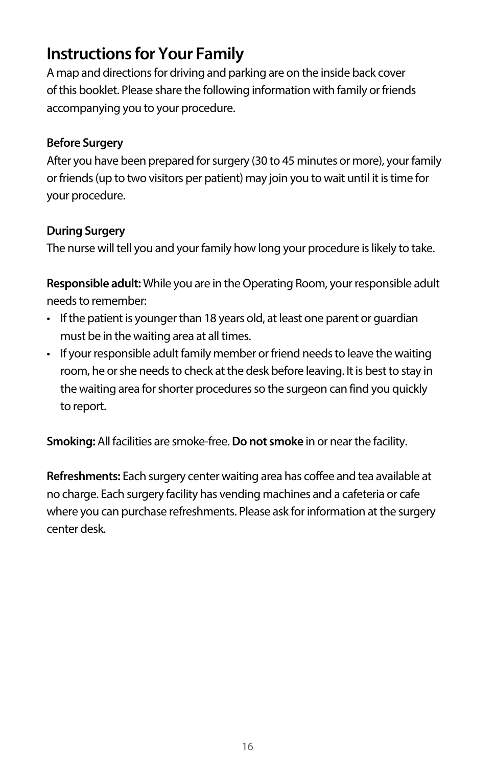# Instructions for Your Family

A map and directions for driving and parking are on the inside back cover of this booklet. Please share the following information with family or friends accompanying you to your procedure.

### Before Surgery

After you have been prepared for surgery (30 to 45 minutes or more), your family or friends (up to two visitors per patient) may join you to wait until it is time for your procedure.

### During Surgery

The nurse will tell you and your family how long your procedure is likely to take.

**Responsible adult:** While you are in the Operating Room, your responsible adult needs to remember:

- If the patient is younger than 18 years old, at least one parent or guardian must be in the waiting area at all times.
- If your responsible adult family member or friend needs to leave the waiting room, he or she needs to check at the desk before leaving. It is best to stay in the waiting area for shorter procedures so the surgeon can find you quickly to report.

**Smoking:** All facilities are smoke-free. **Do not smoke** in or near the facility.

**Refreshments:** Each surgery center waiting area has coffee and tea available at no charge. Each surgery facility has vending machines and a cafeteria or cafe where you can purchase refreshments. Please ask for information at the surgery center desk.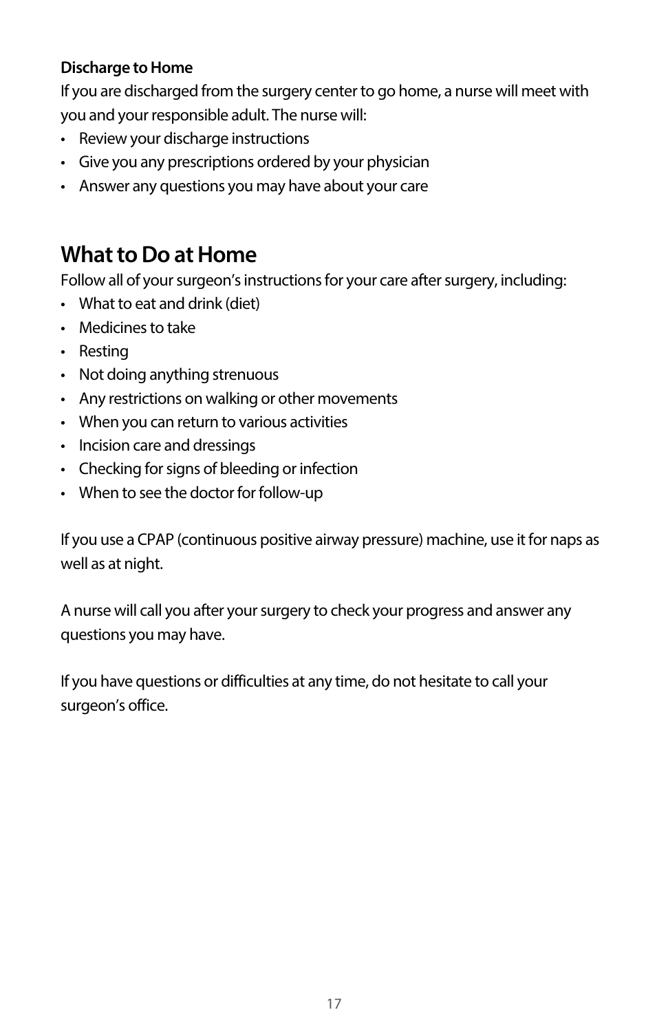**Discharge to Home**

If you are discharged from the surgery center to go home, a nurse will meet with you and your responsible adult. The nurse will:

- Review your discharge instructions
- Give you any prescriptions ordered by your physician
- Answer any questions you may have about your care

## What to Do at Home

Follow all of your surgeon's instructions for your care after surgery, including:

- What to eat and drink (diet)
- Medicines to take
- Resting
- Not doing anything strenuous
- Any restrictions on walking or other movements
- When you can return to various activities
- Incision care and dressings
- Checking for signs of bleeding or infection
- When to see the doctor for follow-up

If you use a CPAP (continuous positive airway pressure) machine, use it for naps as well as at night.

A nurse will call you after your surgery to check your progress and answer any questions you may have.

If you have questions or difficulties at any time, do not hesitate to call your surgeon's office.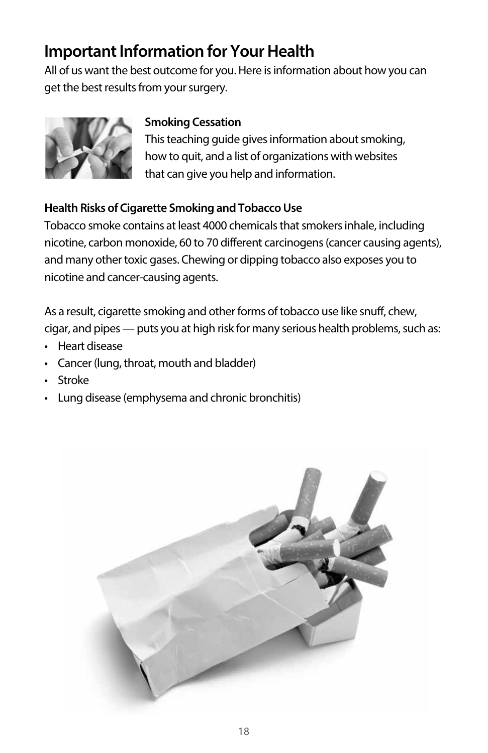# Important Information for Your Health

All of us want the best outcome for you. Here is information about how you can get the best results from your surgery.

**Smoking Cessation**

This teaching guide gives information about smoking, how to quit, and a list of organizations with websites that can give you help and information.

**Health Risks of Cigarette Smoking and Tobacco Use**

Tobacco smoke contains at least 4000 chemicals that smokers inhale, including nicotine, carbon monoxide, 60 to 70 different carcinogens (cancer causing agents), and many other toxic gases. Chewing or dipping tobacco also exposes you to nicotine and cancer-causing agents.

As a result, cigarette smoking and other forms of tobacco use like snuff, chew, cigar, and pipes — puts you at high risk for many serious health problems, such as:

- Heart disease
- Cancer (lung, throat, mouth and bladder)
- Stroke
- Lung disease (emphysema and chronic bronchitis)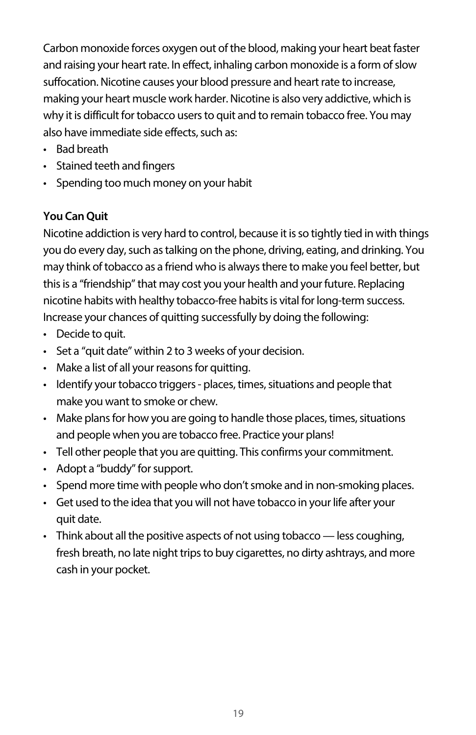Carbon monoxide forces oxygen out of the blood, making your heart beat faster and raising your heart rate. In effect, inhaling carbon monoxide is a form of slow suffocation. Nicotine causes your blood pressure and heart rate to increase, making your heart muscle work harder. Nicotine is also very addictive, which is why it is difficult for tobacco users to quit and to remain tobacco free. You may also have immediate side effects, such as:

- Bad breath
- Stained teeth and fingers
- Spending too much money on your habit

**You Can Quit**

Nicotine addiction is very hard to control, because it is so tightly tied in with things you do every day, such as talking on the phone, driving, eating, and drinking. You may think of tobacco as a friend who is always there to make you feel better, but this is a "friendship" that may cost you your health and your future. Replacing nicotine habits with healthy tobacco-free habits is vital for long-term success. Increase your chances of quitting successfully by doing the following:

- Decide to quit.
- Set a "quit date" within 2 to 3 weeks of your decision.
- Make a list of all your reasons for quitting.
- Identify your tobacco triggers - places, times, situations and people that make you want to smoke or chew.
- Make plans for how you are going to handle those places, times, situations and people when you are tobacco free. Practice your plans!
- Tell other people that you are quitting. This confirms your commitment.
- Adopt a "buddy" for support.
- Spend more time with people who don't smoke and in non-smoking places.
- Get used to the idea that you will not have tobacco in your life after your quit date.
- Think about all the positive aspects of not using tobacco — less coughing, fresh breath, no late night trips to buy cigarettes, no dirty ashtrays, and more cash in your pocket.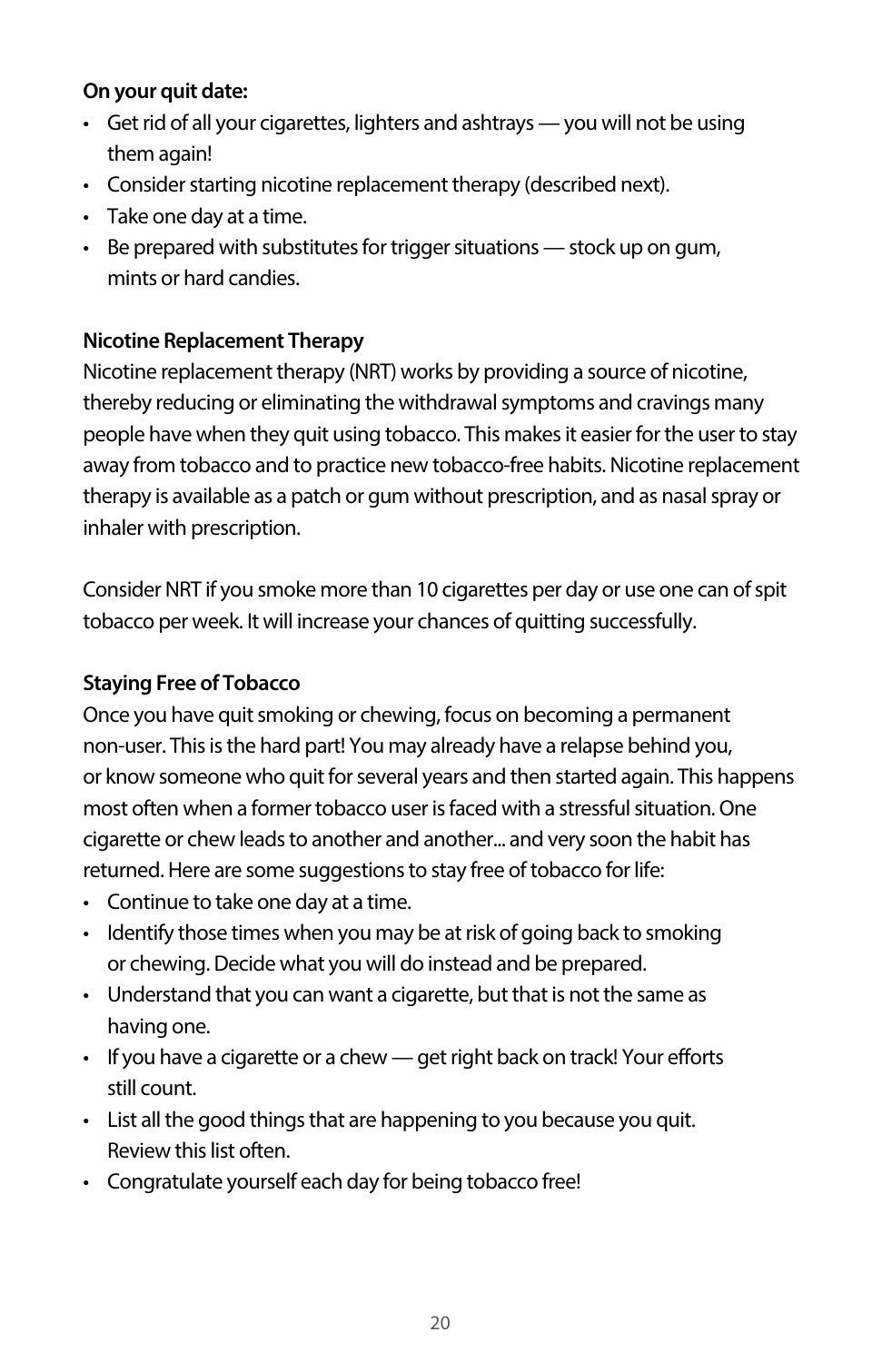**On your quit date:**

- Get rid of all your cigarettes, lighters and ashtrays — you will not be using them again!
- Consider starting nicotine replacement therapy (described next).
- Take one day at a time.
- Be prepared with substitutes for trigger situations — stock up on gum, mints or hard candies.

**Nicotine Replacement Therapy**

Nicotine replacement therapy (NRT) works by providing a source of nicotine, thereby reducing or eliminating the withdrawal symptoms and cravings many people have when they quit using tobacco. This makes it easier for the user to stay away from tobacco and to practice new tobacco-free habits. Nicotine replacement therapy is available as a patch or gum without prescription, and as nasal spray or inhaler with prescription.

Consider NRT if you smoke more than 10 cigarettes per day or use one can of spit tobacco per week. It will increase your chances of quitting successfully.

**Staying Free of Tobacco**

Once you have quit smoking or chewing, focus on becoming a permanent non-user. This is the hard part! You may already have a relapse behind you, or know someone who quit for several years and then started again. This happens most often when a former tobacco user is faced with a stressful situation. One cigarette or chew leads to another and another... and very soon the habit has returned. Here are some suggestions to stay free of tobacco for life:

- Continue to take one day at a time.
- Identify those times when you may be at risk of going back to smoking or chewing. Decide what you will do instead and be prepared.
- Understand that you can want a cigarette, but that is not the same as having one.
- If you have a cigarette or a chew — get right back on track! Your efforts still count.
- List all the good things that are happening to you because you quit. Review this list often.
- Congratulate yourself each day for being tobacco free!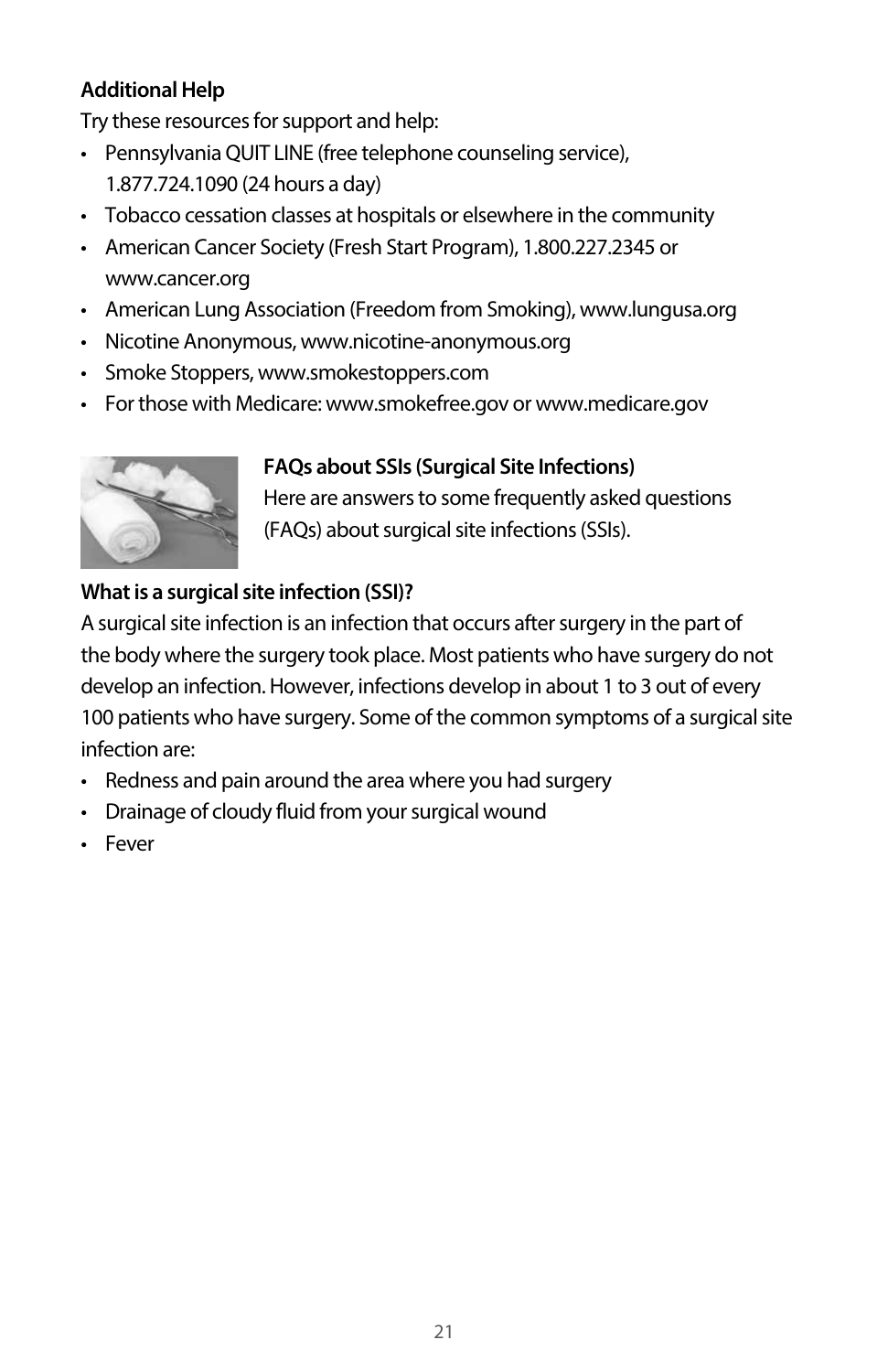**Additional Help**

Try these resources for support and help:

- Pennsylvania QUIT LINE (free telephone counseling service), 1.877.724.1090 (24 hours a day)
- Tobacco cessation classes at hospitals or elsewhere in the community
- American Cancer Society (Fresh Start Program), 1.800.227.2345 or www.cancer.org
- American Lung Association (Freedom from Smoking), www.lungusa.org
- Nicotine Anonymous, www.nicotine-anonymous.org
- Smoke Stoppers, www.smokestoppers.com
- For those with Medicare: www.smokefree.gov or www.medicare.gov

**FAQs about SSIs (Surgical Site Infections)**

Here are answers to some frequently asked questions (FAQs) about surgical site infections (SSIs).

**What is a surgical site infection (SSI)?**

A surgical site infection is an infection that occurs after surgery in the part of the body where the surgery took place. Most patients who have surgery do not develop an infection. However, infections develop in about 1 to 3 out of every 100 patients who have surgery. Some of the common symptoms of a surgical site infection are:

- Redness and pain around the area where you had surgery
- Drainage of cloudy fluid from your surgical wound
- Fever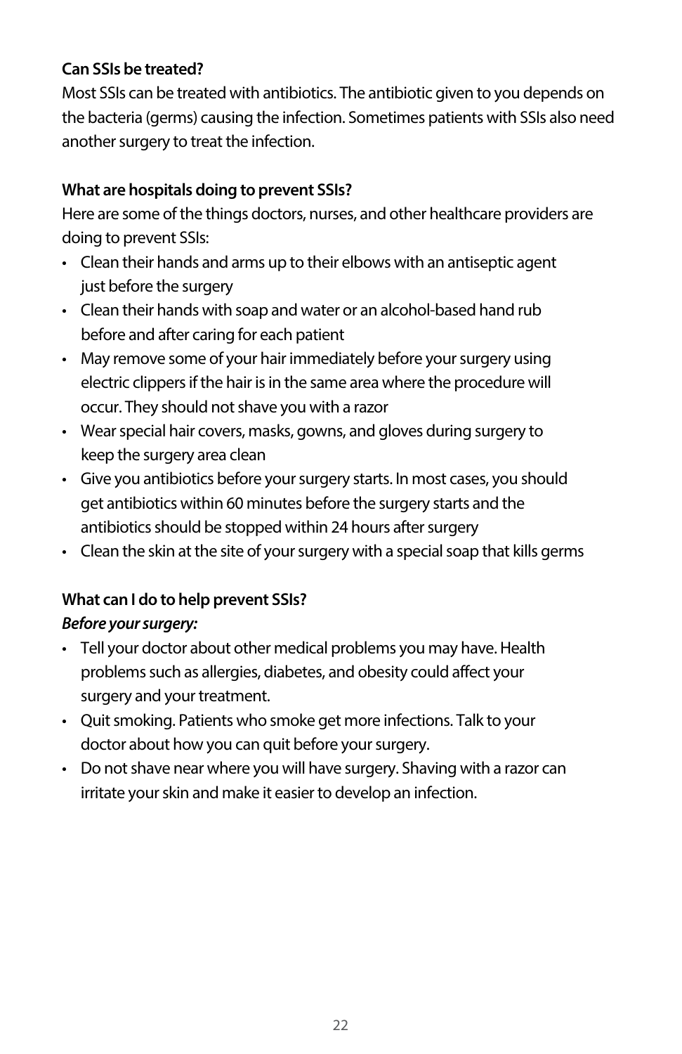**Can SSIs be treated?**

Most SSIs can be treated with antibiotics. The antibiotic given to you depends on the bacteria (germs) causing the infection. Sometimes patients with SSIs also need another surgery to treat the infection.

**What are hospitals doing to prevent SSIs?**

Here are some of the things doctors, nurses, and other healthcare providers are doing to prevent SSIs:

- Clean their hands and arms up to their elbows with an antiseptic agent just before the surgery
- Clean their hands with soap and water or an alcohol-based hand rub before and after caring for each patient
- May remove some of your hair immediately before your surgery using electric clippers if the hair is in the same area where the procedure will occur. They should not shave you with a razor
- Wear special hair covers, masks, gowns, and gloves during surgery to keep the surgery area clean
- Give you antibiotics before your surgery starts. In most cases, you should get antibiotics within 60 minutes before the surgery starts and the antibiotics should be stopped within 24 hours after surgery
- Clean the skin at the site of your surgery with a special soap that kills germs

**What can I do to help prevent SSIs?**

***Before your surgery:***

- Tell your doctor about other medical problems you may have. Health problems such as allergies, diabetes, and obesity could affect your surgery and your treatment.
- Quit smoking. Patients who smoke get more infections. Talk to your doctor about how you can quit before your surgery.
- Do not shave near where you will have surgery. Shaving with a razor can irritate your skin and make it easier to develop an infection.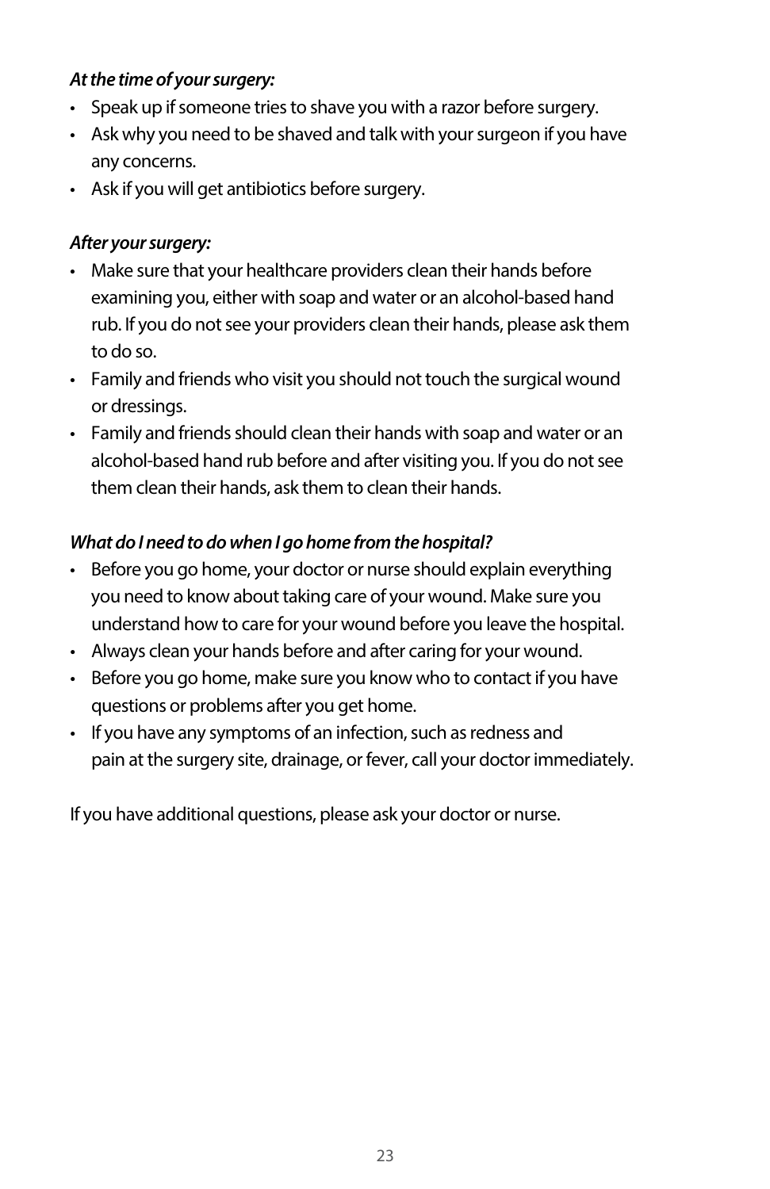*At the time of your surgery:*

- Speak up if someone tries to shave you with a razor before surgery.
- Ask why you need to be shaved and talk with your surgeon if you have any concerns.
- Ask if you will get antibiotics before surgery.

*After your surgery:*

- Make sure that your healthcare providers clean their hands before examining you, either with soap and water or an alcohol-based hand rub. If you do not see your providers clean their hands, please ask them to do so.
- Family and friends who visit you should not touch the surgical wound or dressings.
- Family and friends should clean their hands with soap and water or an alcohol-based hand rub before and after visiting you. If you do not see them clean their hands, ask them to clean their hands.

*What do I need to do when I go home from the hospital?*

- Before you go home, your doctor or nurse should explain everything you need to know about taking care of your wound. Make sure you understand how to care for your wound before you leave the hospital.
- Always clean your hands before and after caring for your wound.
- Before you go home, make sure you know who to contact if you have questions or problems after you get home.
- If you have any symptoms of an infection, such as redness and pain at the surgery site, drainage, or fever, call your doctor immediately.

If you have additional questions, please ask your doctor or nurse.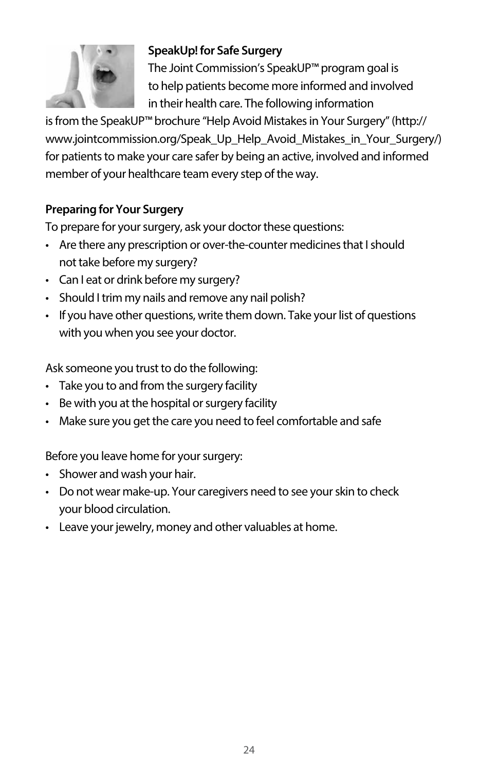**SpeakUp! for Safe Surgery**

The Joint Commission's SpeakUP™ program goal is to help patients become more informed and involved in their health care. The following information is from the SpeakUP™ brochure "Help Avoid Mistakes in Your Surgery" (http://www.jointcommission.org/Speak_Up_Help_Avoid_Mistakes_in_Your_Surgery/) for patients to make your care safer by being an active, involved and informed member of your healthcare team every step of the way.

**Preparing for Your Surgery**

To prepare for your surgery, ask your doctor these questions:

- Are there any prescription or over-the-counter medicines that I should not take before my surgery?
- Can I eat or drink before my surgery?
- Should I trim my nails and remove any nail polish?
- If you have other questions, write them down. Take your list of questions with you when you see your doctor.

Ask someone you trust to do the following:

- Take you to and from the surgery facility
- Be with you at the hospital or surgery facility
- Make sure you get the care you need to feel comfortable and safe

Before you leave home for your surgery:

- Shower and wash your hair.
- Do not wear make-up. Your caregivers need to see your skin to check your blood circulation.
- Leave your jewelry, money and other valuables at home.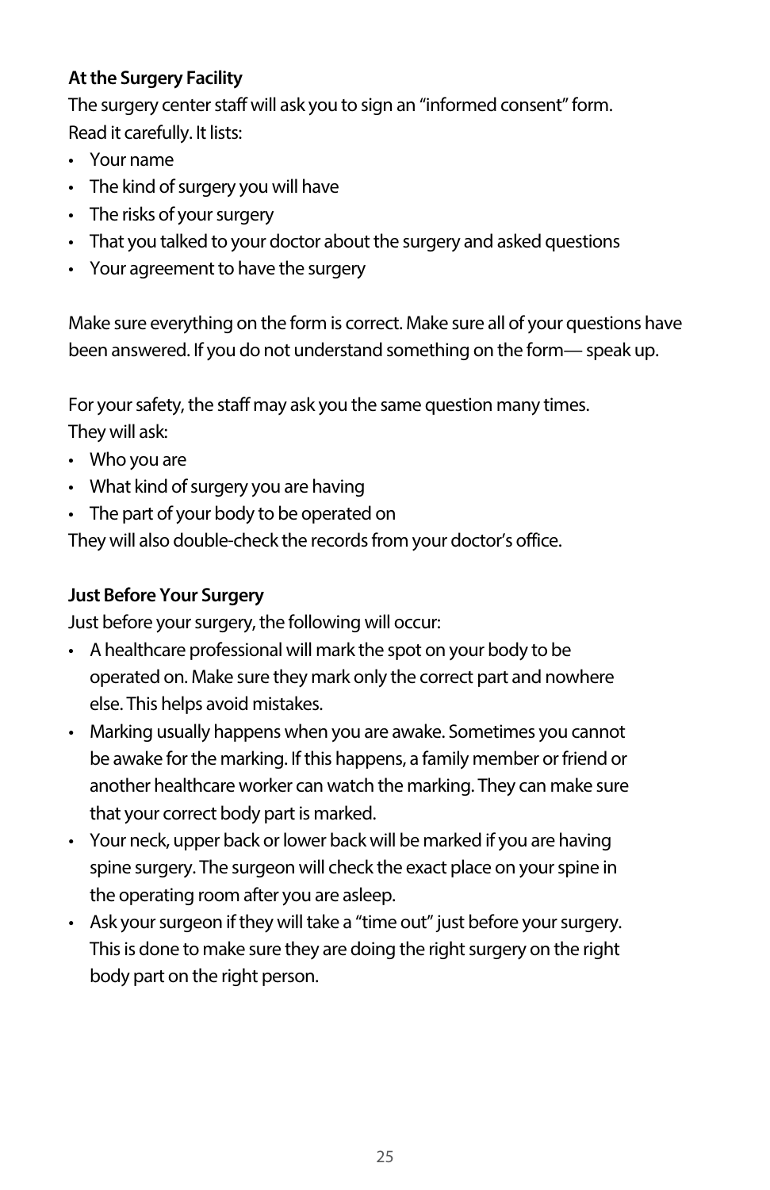**At the Surgery Facility**

The surgery center staff will ask you to sign an "informed consent" form. Read it carefully. It lists:

- Your name
- The kind of surgery you will have
- The risks of your surgery
- That you talked to your doctor about the surgery and asked questions
- Your agreement to have the surgery

Make sure everything on the form is correct. Make sure all of your questions have been answered. If you do not understand something on the form— speak up.

For your safety, the staff may ask you the same question many times. They will ask:

- Who you are
- What kind of surgery you are having
- The part of your body to be operated on

They will also double-check the records from your doctor's office.

**Just Before Your Surgery**

Just before your surgery, the following will occur:

- A healthcare professional will mark the spot on your body to be operated on. Make sure they mark only the correct part and nowhere else. This helps avoid mistakes.
- Marking usually happens when you are awake. Sometimes you cannot be awake for the marking. If this happens, a family member or friend or another healthcare worker can watch the marking. They can make sure that your correct body part is marked.
- Your neck, upper back or lower back will be marked if you are having spine surgery. The surgeon will check the exact place on your spine in the operating room after you are asleep.
- Ask your surgeon if they will take a "time out" just before your surgery. This is done to make sure they are doing the right surgery on the right body part on the right person.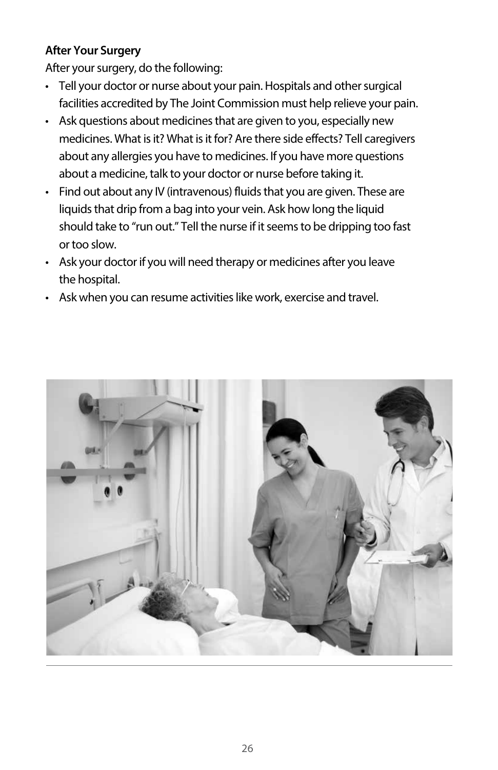**After Your Surgery**

After your surgery, do the following:

- Tell your doctor or nurse about your pain. Hospitals and other surgical facilities accredited by The Joint Commission must help relieve your pain.
- Ask questions about medicines that are given to you, especially new medicines. What is it? What is it for? Are there side effects? Tell caregivers about any allergies you have to medicines. If you have more questions about a medicine, talk to your doctor or nurse before taking it.
- Find out about any IV (intravenous) fluids that you are given. These are liquids that drip from a bag into your vein. Ask how long the liquid should take to "run out." Tell the nurse if it seems to be dripping too fast or too slow.
- Ask your doctor if you will need therapy or medicines after you leave the hospital.
- Ask when you can resume activities like work, exercise and travel.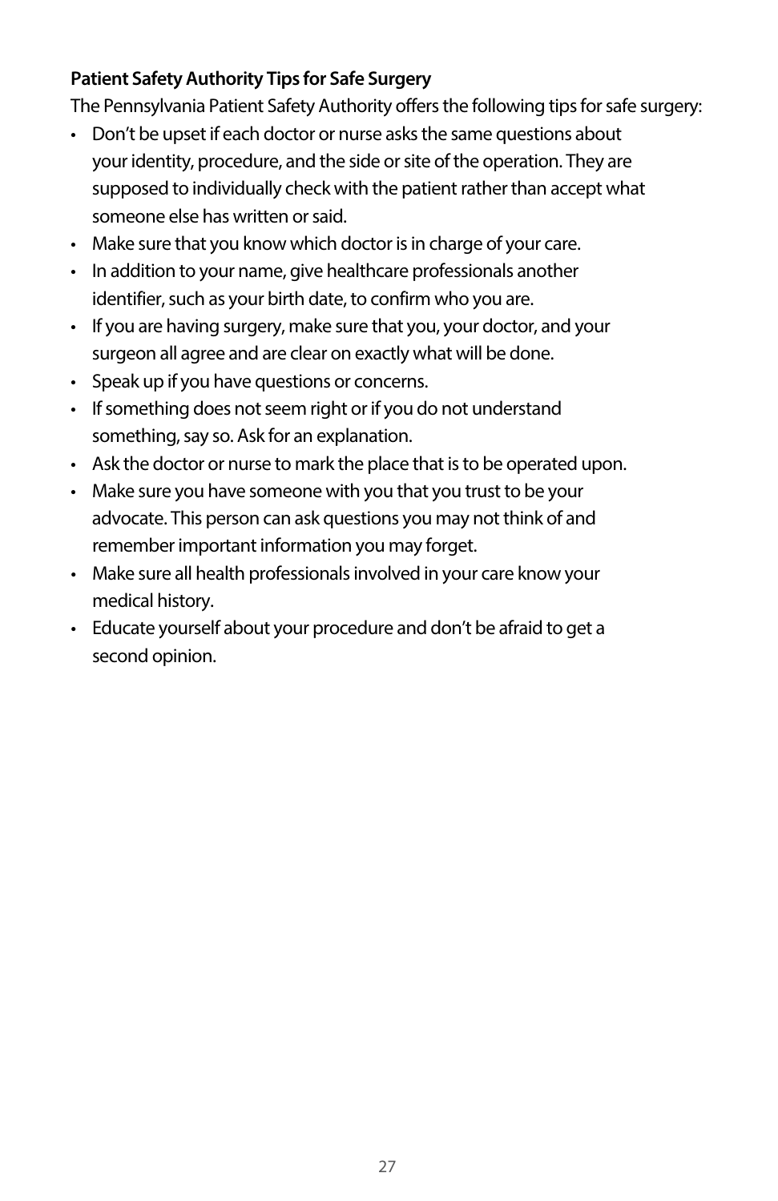**Patient Safety Authority Tips for Safe Surgery**

The Pennsylvania Patient Safety Authority offers the following tips for safe surgery:

- Don't be upset if each doctor or nurse asks the same questions about your identity, procedure, and the side or site of the operation. They are supposed to individually check with the patient rather than accept what someone else has written or said.
- Make sure that you know which doctor is in charge of your care.
- In addition to your name, give healthcare professionals another identifier, such as your birth date, to confirm who you are.
- If you are having surgery, make sure that you, your doctor, and your surgeon all agree and are clear on exactly what will be done.
- Speak up if you have questions or concerns.
- If something does not seem right or if you do not understand something, say so. Ask for an explanation.
- Ask the doctor or nurse to mark the place that is to be operated upon.
- Make sure you have someone with you that you trust to be your advocate. This person can ask questions you may not think of and remember important information you may forget.
- Make sure all health professionals involved in your care know your medical history.
- Educate yourself about your procedure and don't be afraid to get a second opinion.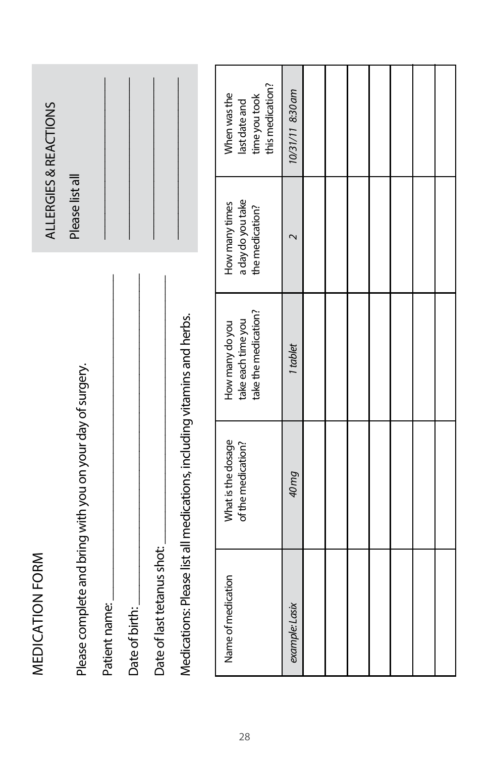# MEDICATION FORM

Please complete and bring with you on your day of surgery.

Patient name: ___________________________

Date of birth: ___________________________

Date of last tetanus shot: ___________________________

Medications: Please list all medications, including vitamins and herbs.

## ALLERGIES & REACTIONS

Please list all

___________________________

___________________________

___________________________

___________________________

| Name of medication | What is the dosage of the medication? | How many do you take each time you take the medication? | How many times a day do you take the medication? | When was the last date and time you took this medication? |
|---|---|---|---|---|
| *example: Lasix* | *40 mg* | *1 tablet* | *2* | *10/31/11 8:30 am* |
| | | | | |
| | | | | |
| | | | | |
| | | | | |
| | | | | |
| | | | | |
| | | | | |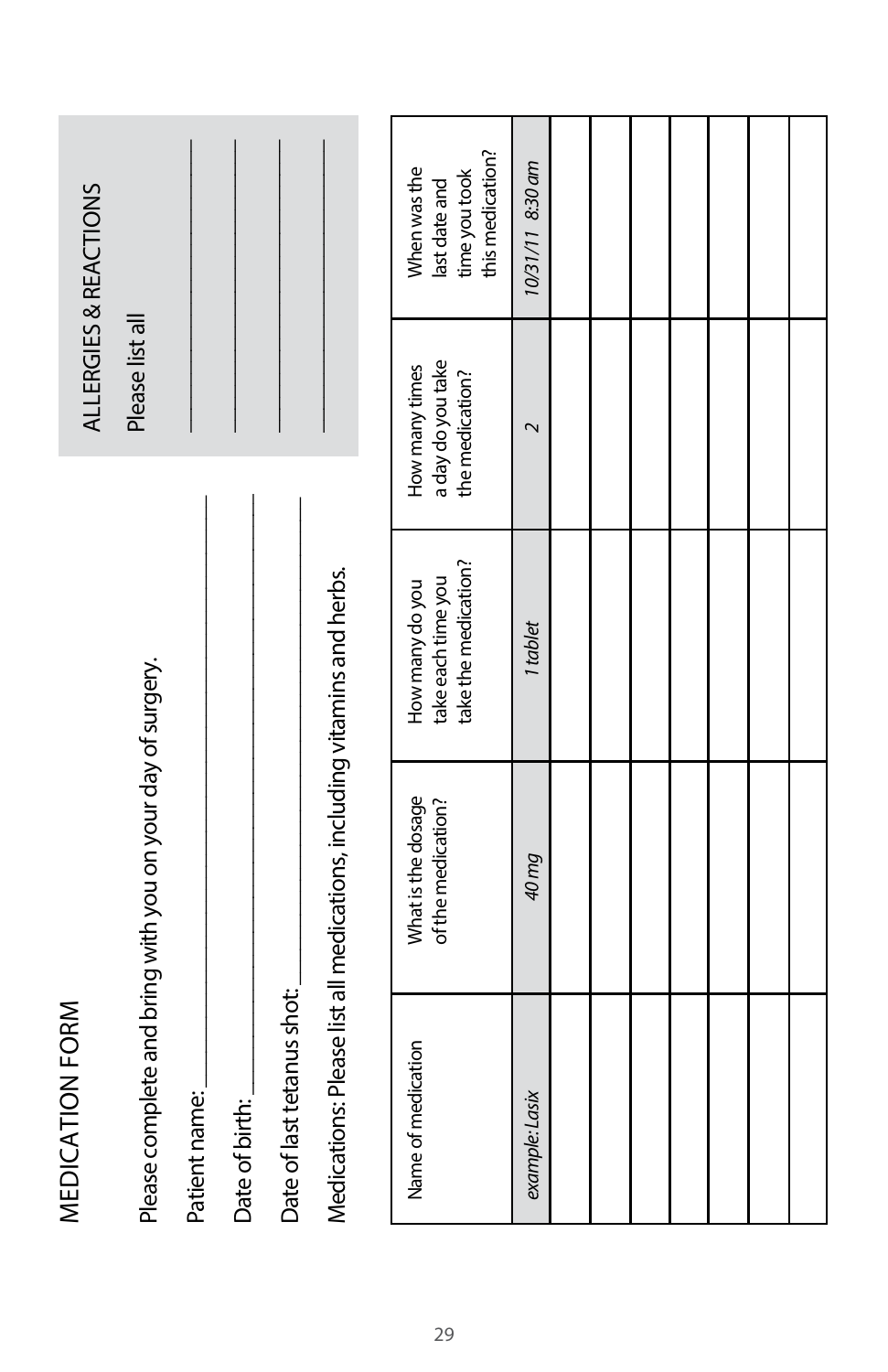# MEDICATION FORM

Please complete and bring with you on your day of surgery.

Patient name: \_\_\_\_\_\_\_\_\_\_\_\_\_\_\_\_\_\_\_\_\_\_\_\_\_\_\_\_\_\_

Date of birth: \_\_\_\_\_\_\_\_\_\_\_\_\_\_\_\_\_\_\_\_\_\_\_\_\_\_\_\_\_\_

Date of last tetanus shot: \_\_\_\_\_\_\_\_\_\_\_\_\_\_\_\_\_\_\_\_\_\_\_\_

## ALLERGIES & REACTIONS

Please list all

\_\_\_\_\_\_\_\_\_\_\_\_\_\_\_\_\_\_\_\_\_\_\_\_\_\_\_\_\_\_

\_\_\_\_\_\_\_\_\_\_\_\_\_\_\_\_\_\_\_\_\_\_\_\_\_\_\_\_\_\_

\_\_\_\_\_\_\_\_\_\_\_\_\_\_\_\_\_\_\_\_\_\_\_\_\_\_\_\_\_\_

\_\_\_\_\_\_\_\_\_\_\_\_\_\_\_\_\_\_\_\_\_\_\_\_\_\_\_\_\_\_

Medications: Please list all medications, including vitamins and herbs.

| Name of medication | What is the dosage of the medication? | How many do you take each time you take the medication? | How many times a day do you take the medication? | When was the last date and time you took this medication? |
|---|---|---|---|---|
| *example: Lasix* | *40 mg* | *1 tablet* | *2* | *10/31/11 8:30 am* |
| | | | | |
| | | | | |
| | | | | |
| | | | | |
| | | | | |
| | | | | |
| | | | | |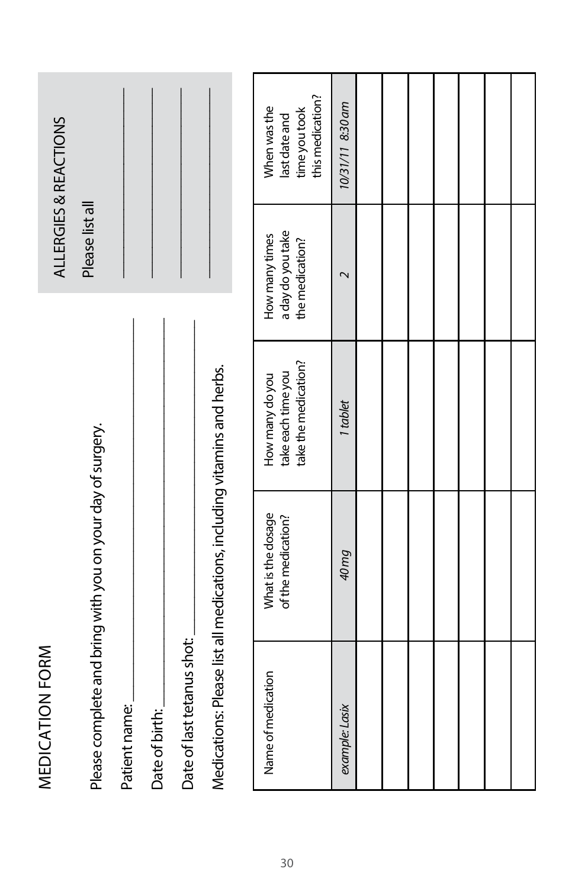# MEDICATION FORM

Please complete and bring with you on your day of surgery.

Patient name: ___________________________

Date of birth: ___________________________

Date of last tetanus shot: ___________________________

## ALLERGIES & REACTIONS

Please list all

___________________________

___________________________

___________________________

___________________________

Medications: Please list all medications, including vitamins and herbs.

| Name of medication | What is the dosage of the medication? | How many do you take each time you take the medication? | How many times a day do you take the medication? | When was the last date and time you took this medication? |
|---|---|---|---|---|
| *example: Lasix* | *40 mg* | *1 tablet* | *2* | *10/31/11 8:30 am* |
| | | | | |
| | | | | |
| | | | | |
| | | | | |
| | | | | |
| | | | | |
| | | | | |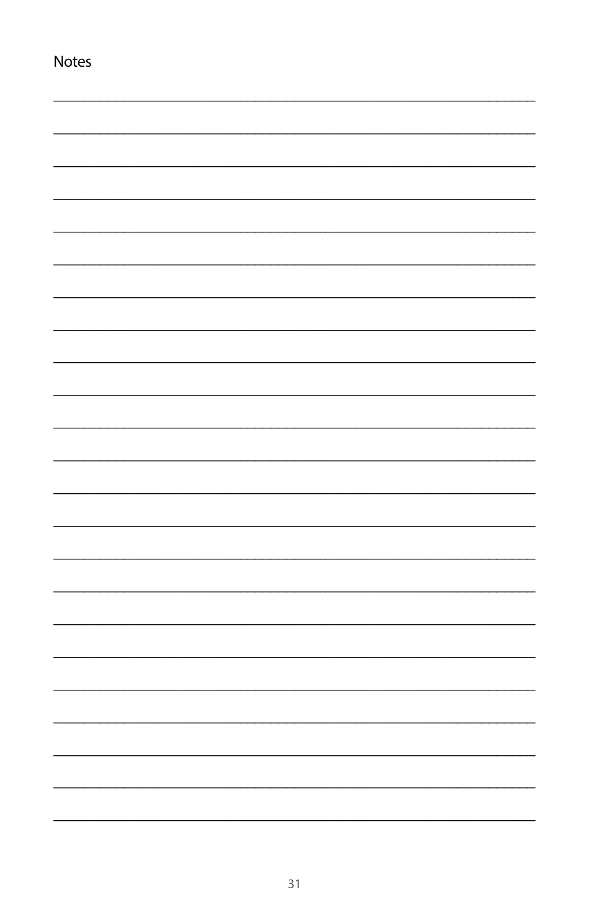Notes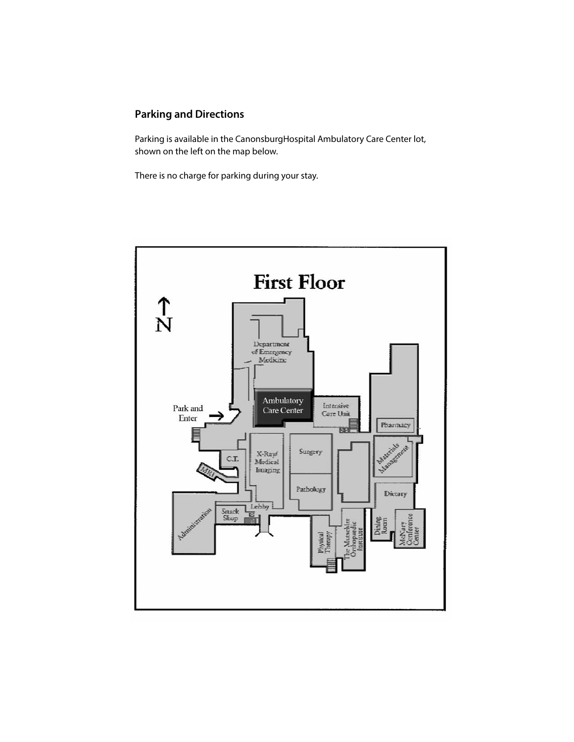## Parking and Directions

Parking is available in the CanonsburgHospital Ambulatory Care Center lot, shown on the left on the map below.

There is no charge for parking during your stay.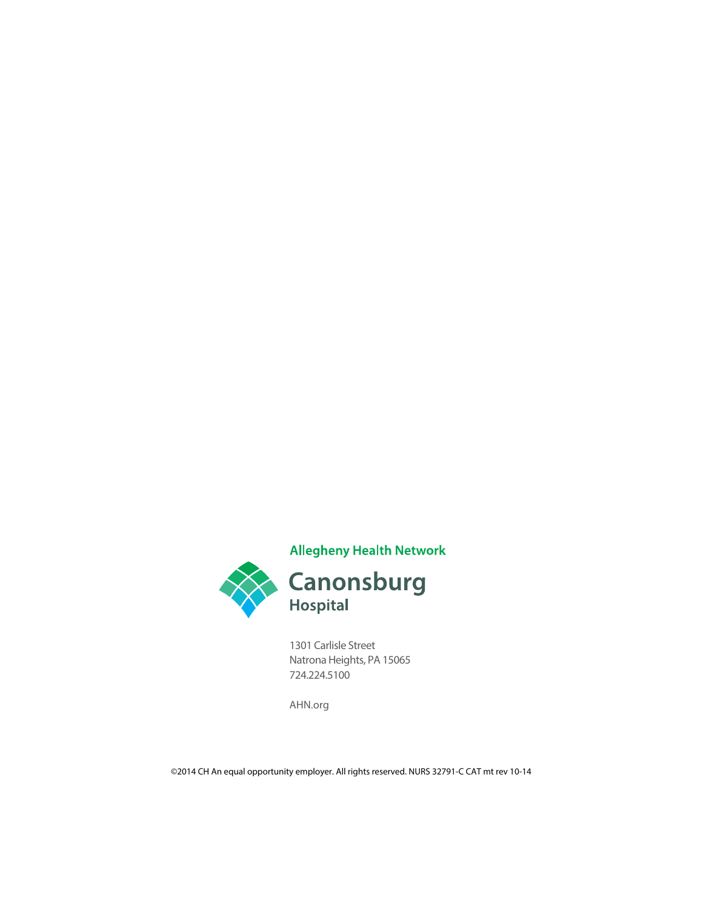Allegheny Health Network

**Canonsburg**
**Hospital**

1301 Carlisle Street
Natrona Heights, PA 15065
724.224.5100

AHN.org

©2014 CH An equal opportunity employer. All rights reserved. NURS 32791-C CAT mt rev 10-14